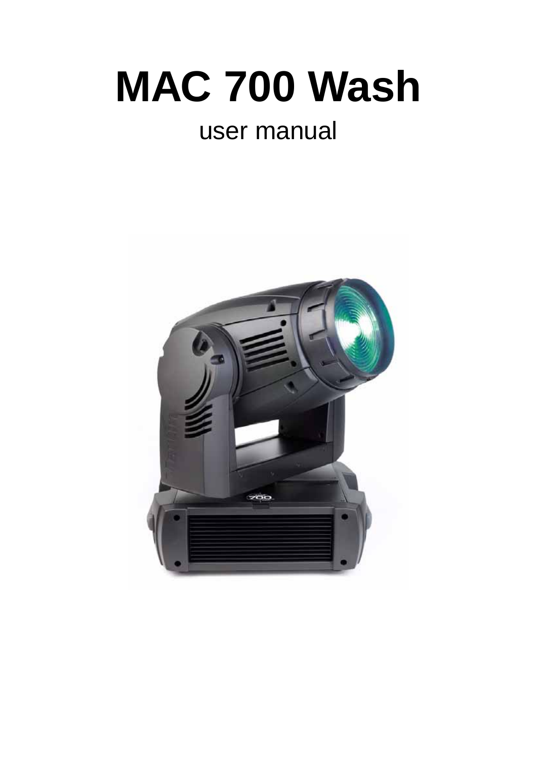# MAC 700 Wash

user manual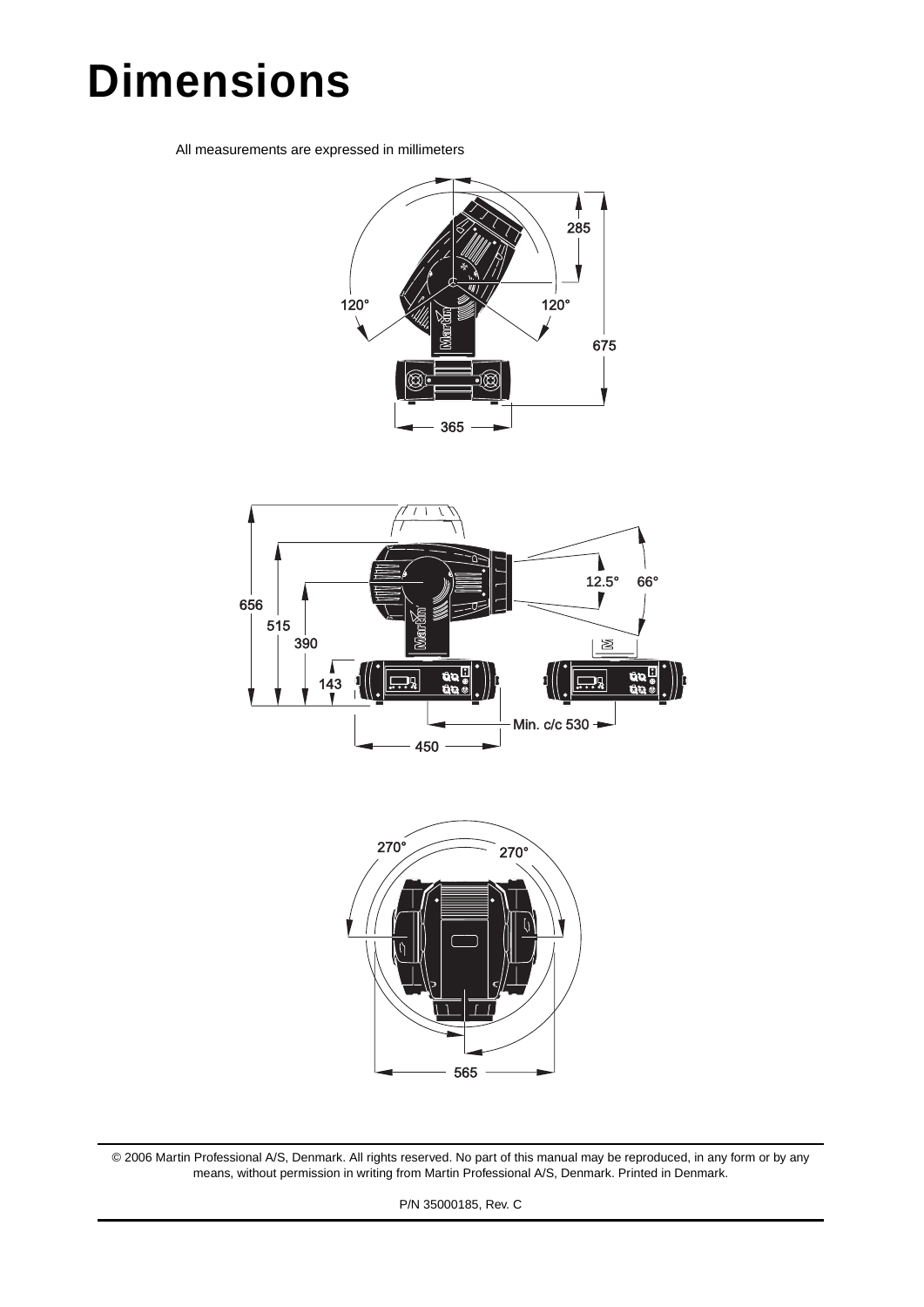# Dimensions

All measurements are expressed in millimeters

© 2006 Martin Professional A/S, Denmark. All rights reserved. No part of this manual may be reproduced, in any form or by any means, without permission in writing from Martin Professional A/S, Denmark. Printed in Denmark.

P/N 35000185, Rev. C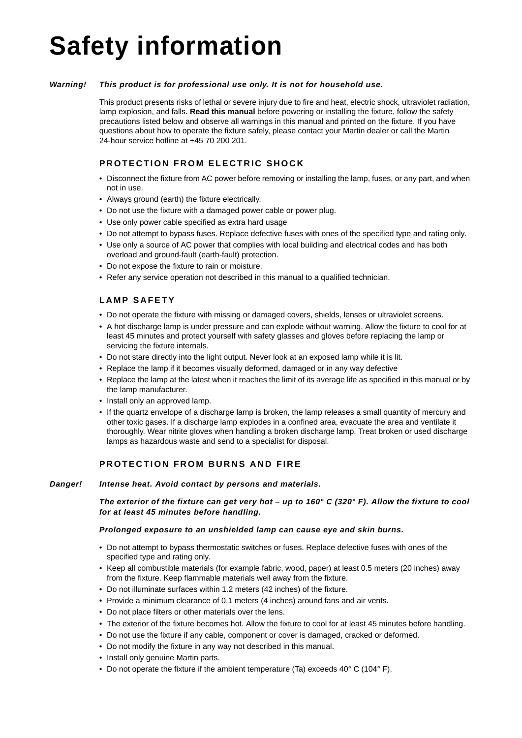# Safety information

***Warning!*** ***This product is for professional use only. It is not for household use.***

This product presents risks of lethal or severe injury due to fire and heat, electric shock, ultraviolet radiation, lamp explosion, and falls. **Read this manual** before powering or installing the fixture, follow the safety precautions listed below and observe all warnings in this manual and printed on the fixture. If you have questions about how to operate the fixture safely, please contact your Martin dealer or call the Martin 24-hour service hotline at +45 70 200 201.

## PROTECTION FROM ELECTRIC SHOCK

- Disconnect the fixture from AC power before removing or installing the lamp, fuses, or any part, and when not in use.
- Always ground (earth) the fixture electrically.
- Do not use the fixture with a damaged power cable or power plug.
- Use only power cable specified as extra hard usage
- Do not attempt to bypass fuses. Replace defective fuses with ones of the specified type and rating only.
- Use only a source of AC power that complies with local building and electrical codes and has both overload and ground-fault (earth-fault) protection.
- Do not expose the fixture to rain or moisture.
- Refer any service operation not described in this manual to a qualified technician.

## LAMP SAFETY

- Do not operate the fixture with missing or damaged covers, shields, lenses or ultraviolet screens.
- A hot discharge lamp is under pressure and can explode without warning. Allow the fixture to cool for at least 45 minutes and protect yourself with safety glasses and gloves before replacing the lamp or servicing the fixture internals.
- Do not stare directly into the light output. Never look at an exposed lamp while it is lit.
- Replace the lamp if it becomes visually deformed, damaged or in any way defective
- Replace the lamp at the latest when it reaches the limit of its average life as specified in this manual or by the lamp manufacturer.
- Install only an approved lamp.
- If the quartz envelope of a discharge lamp is broken, the lamp releases a small quantity of mercury and other toxic gases. If a discharge lamp explodes in a confined area, evacuate the area and ventilate it thoroughly. Wear nitrite gloves when handling a broken discharge lamp. Treat broken or used discharge lamps as hazardous waste and send to a specialist for disposal.

## PROTECTION FROM BURNS AND FIRE

***Danger!*** ***Intense heat. Avoid contact by persons and materials.***

***The exterior of the fixture can get very hot – up to 160° C (320° F). Allow the fixture to cool for at least 45 minutes before handling.***

***Prolonged exposure to an unshielded lamp can cause eye and skin burns.***

- Do not attempt to bypass thermostatic switches or fuses. Replace defective fuses with ones of the specified type and rating only.
- Keep all combustible materials (for example fabric, wood, paper) at least 0.5 meters (20 inches) away from the fixture. Keep flammable materials well away from the fixture.
- Do not illuminate surfaces within 1.2 meters (42 inches) of the fixture.
- Provide a minimum clearance of 0.1 meters (4 inches) around fans and air vents.
- Do not place filters or other materials over the lens.
- The exterior of the fixture becomes hot. Allow the fixture to cool for at least 45 minutes before handling.
- Do not use the fixture if any cable, component or cover is damaged, cracked or deformed.
- Do not modify the fixture in any way not described in this manual.
- Install only genuine Martin parts.
- Do not operate the fixture if the ambient temperature (Ta) exceeds 40° C (104° F).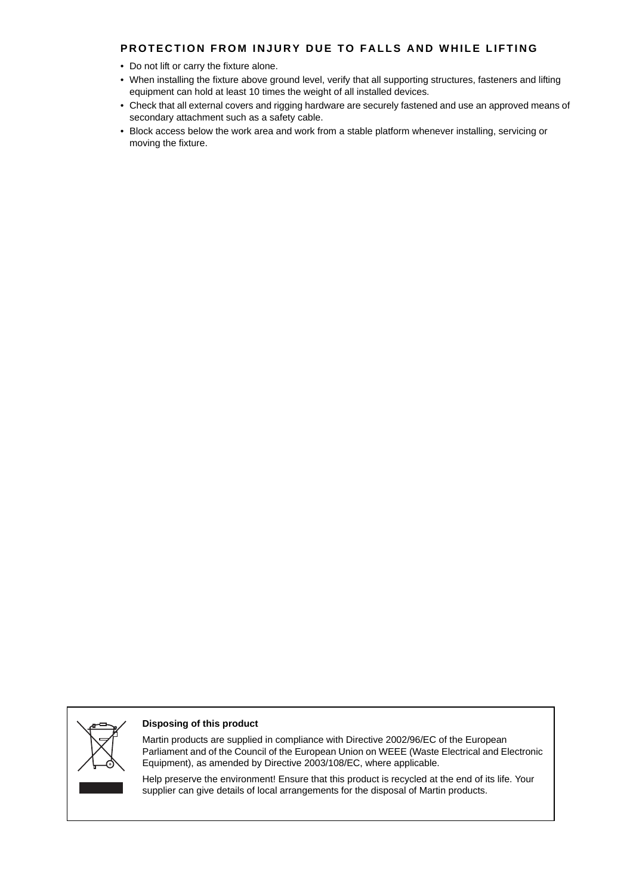## PROTECTION FROM INJURY DUE TO FALLS AND WHILE LIFTING

- Do not lift or carry the fixture alone.
- When installing the fixture above ground level, verify that all supporting structures, fasteners and lifting equipment can hold at least 10 times the weight of all installed devices.
- Check that all external covers and rigging hardware are securely fastened and use an approved means of secondary attachment such as a safety cable.
- Block access below the work area and work from a stable platform whenever installing, servicing or moving the fixture.

**Disposing of this product**

Martin products are supplied in compliance with Directive 2002/96/EC of the European Parliament and of the Council of the European Union on WEEE (Waste Electrical and Electronic Equipment), as amended by Directive 2003/108/EC, where applicable.

Help preserve the environment! Ensure that this product is recycled at the end of its life. Your supplier can give details of local arrangements for the disposal of Martin products.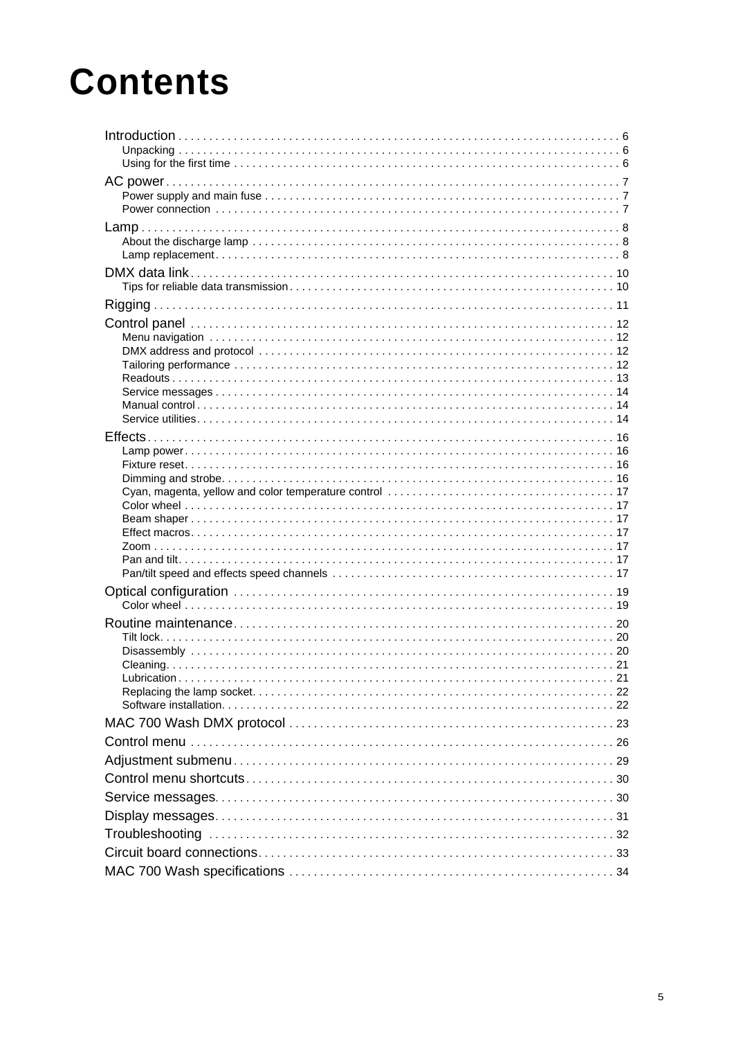# Contents

- Introduction . . . . . . 6
  - Unpacking . . . . . . 6
  - Using for the first time . . . . . . 6
- AC power . . . . . . 7
  - Power supply and main fuse . . . . . . 7
  - Power connection . . . . . . 7
- Lamp . . . . . . 8
  - About the discharge lamp . . . . . . 8
  - Lamp replacement . . . . . . 8
- DMX data link . . . . . . 10
  - Tips for reliable data transmission . . . . . . 10
- Rigging . . . . . . 11
- Control panel . . . . . . 12
  - Menu navigation . . . . . . 12
  - DMX address and protocol . . . . . . 12
  - Tailoring performance . . . . . . 12
  - Readouts . . . . . . 13
  - Service messages . . . . . . 14
  - Manual control . . . . . . 14
  - Service utilities . . . . . . 14
- Effects . . . . . . 16
  - Lamp power . . . . . . 16
  - Fixture reset . . . . . . 16
  - Dimming and strobe . . . . . . 16
  - Cyan, magenta, yellow and color temperature control . . . . . . 17
  - Color wheel . . . . . . 17
  - Beam shaper . . . . . . 17
  - Effect macros . . . . . . 17
  - Zoom . . . . . . 17
  - Pan and tilt . . . . . . 17
  - Pan/tilt speed and effects speed channels . . . . . . 17
- Optical configuration . . . . . . 19
  - Color wheel . . . . . . 19
- Routine maintenance . . . . . . 20
  - Tilt lock . . . . . . 20
  - Disassembly . . . . . . 20
  - Cleaning . . . . . . 21
  - Lubrication . . . . . . 21
  - Replacing the lamp socket . . . . . . 22
  - Software installation . . . . . . 22
- MAC 700 Wash DMX protocol . . . . . . 23
- Control menu . . . . . . 26
- Adjustment submenu . . . . . . 29
- Control menu shortcuts . . . . . . 30
- Service messages . . . . . . 30
- Display messages . . . . . . 31
- Troubleshooting . . . . . . 32
- Circuit board connections . . . . . . 33
- MAC 700 Wash specifications . . . . . . 34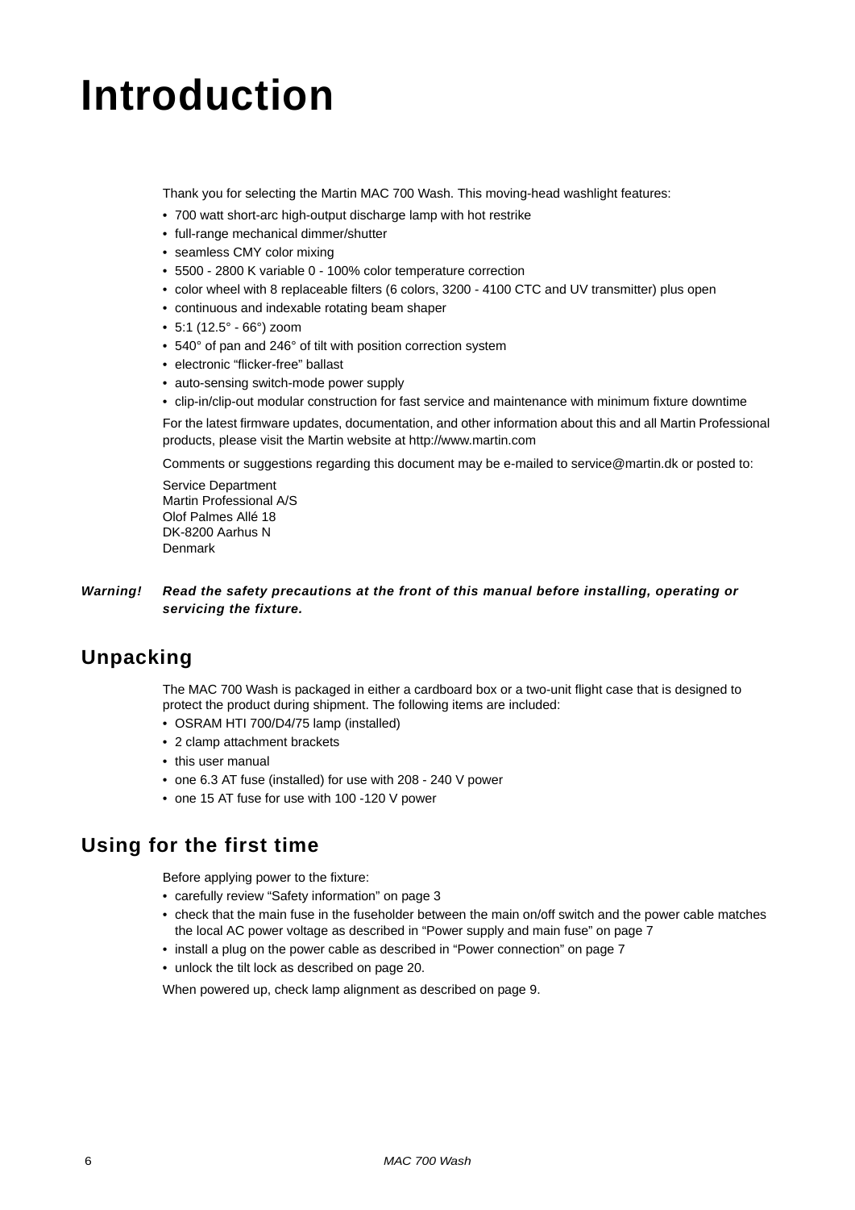# Introduction

Thank you for selecting the Martin MAC 700 Wash. This moving-head washlight features:

- 700 watt short-arc high-output discharge lamp with hot restrike
- full-range mechanical dimmer/shutter
- seamless CMY color mixing
- 5500 - 2800 K variable 0 - 100% color temperature correction
- color wheel with 8 replaceable filters (6 colors, 3200 - 4100 CTC and UV transmitter) plus open
- continuous and indexable rotating beam shaper
- 5:1 (12.5° - 66°) zoom
- 540° of pan and 246° of tilt with position correction system
- electronic “flicker-free” ballast
- auto-sensing switch-mode power supply
- clip-in/clip-out modular construction for fast service and maintenance with minimum fixture downtime

For the latest firmware updates, documentation, and other information about this and all Martin Professional products, please visit the Martin website at http://www.martin.com

Comments or suggestions regarding this document may be e-mailed to service@martin.dk or posted to:

Service Department
Martin Professional A/S
Olof Palmes Allé 18
DK-8200 Aarhus N
Denmark

***Warning!*** ***Read the safety precautions at the front of this manual before installing, operating or servicing the fixture.***

## Unpacking

The MAC 700 Wash is packaged in either a cardboard box or a two-unit flight case that is designed to protect the product during shipment. The following items are included:

- OSRAM HTI 700/D4/75 lamp (installed)
- 2 clamp attachment brackets
- this user manual
- one 6.3 AT fuse (installed) for use with 208 - 240 V power
- one 15 AT fuse for use with 100 -120 V power

## Using for the first time

Before applying power to the fixture:

- carefully review “Safety information” on page 3
- check that the main fuse in the fuseholder between the main on/off switch and the power cable matches the local AC power voltage as described in “Power supply and main fuse” on page 7
- install a plug on the power cable as described in “Power connection” on page 7
- unlock the tilt lock as described on page 20.

When powered up, check lamp alignment as described on page 9.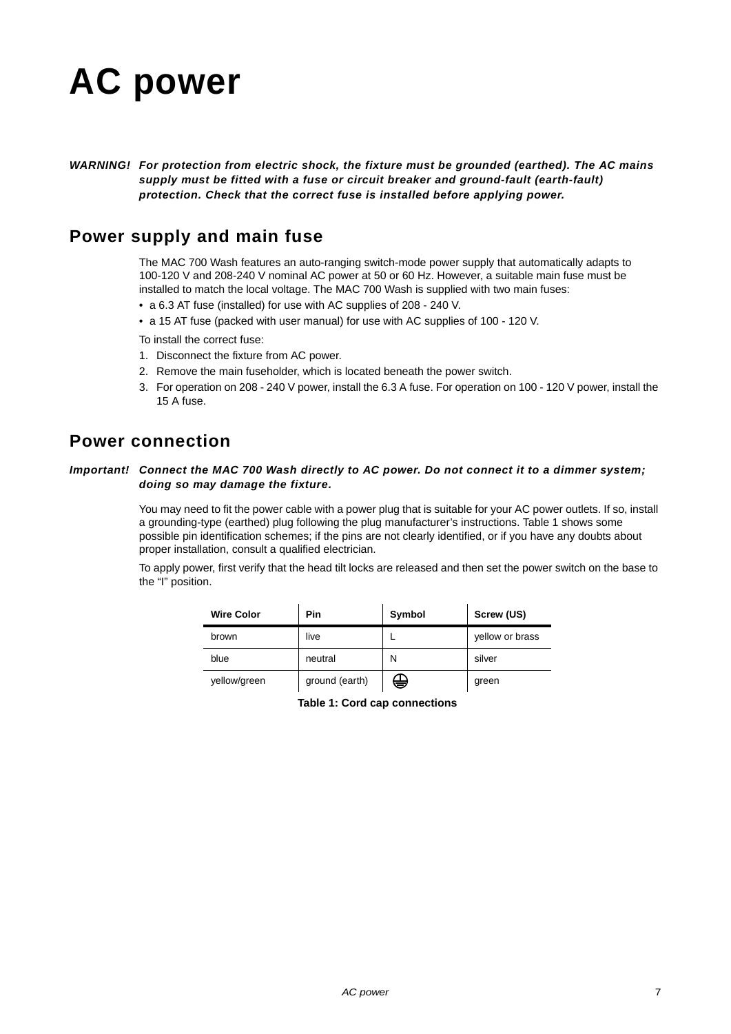# AC power

***WARNING!*** ***For protection from electric shock, the fixture must be grounded (earthed). The AC mains supply must be fitted with a fuse or circuit breaker and ground-fault (earth-fault) protection. Check that the correct fuse is installed before applying power.***

## Power supply and main fuse

The MAC 700 Wash features an auto-ranging switch-mode power supply that automatically adapts to 100-120 V and 208-240 V nominal AC power at 50 or 60 Hz. However, a suitable main fuse must be installed to match the local voltage. The MAC 700 Wash is supplied with two main fuses:

- a 6.3 AT fuse (installed) for use with AC supplies of 208 - 240 V.
- a 15 AT fuse (packed with user manual) for use with AC supplies of 100 - 120 V.

To install the correct fuse:

1. Disconnect the fixture from AC power.
2. Remove the main fuseholder, which is located beneath the power switch.
3. For operation on 208 - 240 V power, install the 6.3 A fuse. For operation on 100 - 120 V power, install the 15 A fuse.

## Power connection

***Important!*** ***Connect the MAC 700 Wash directly to AC power. Do not connect it to a dimmer system; doing so may damage the fixture.***

You may need to fit the power cable with a power plug that is suitable for your AC power outlets. If so, install a grounding-type (earthed) plug following the plug manufacturer's instructions. Table 1 shows some possible pin identification schemes; if the pins are not clearly identified, or if you have any doubts about proper installation, consult a qualified electrician.

To apply power, first verify that the head tilt locks are released and then set the power switch on the base to the "I" position.

| Wire Color | Pin | Symbol | Screw (US) |
|---|---|---|---|
| brown | live | L | yellow or brass |
| blue | neutral | N | silver |
| yellow/green | ground (earth) | ⏚ | green |

**Table 1: Cord cap connections**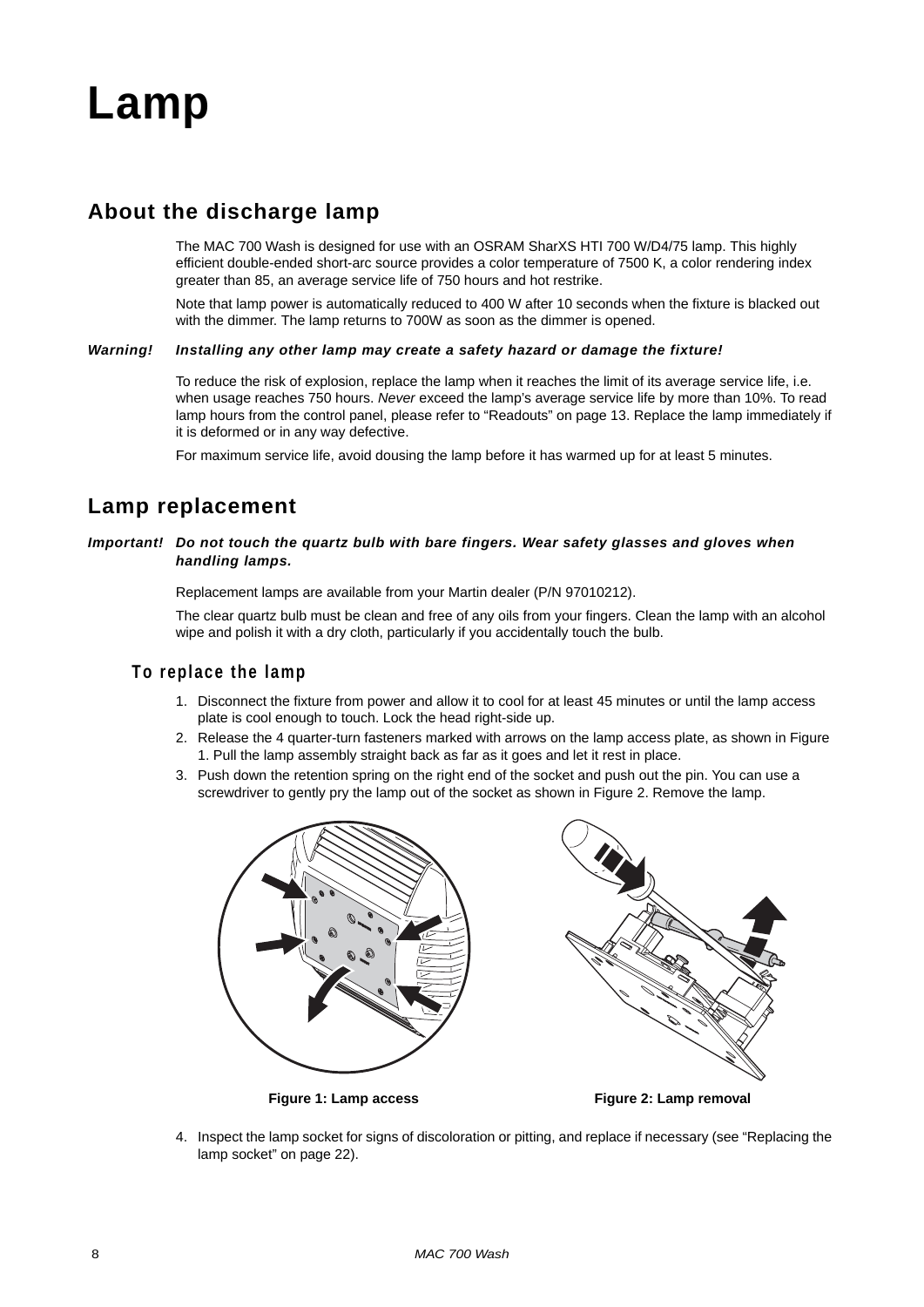# Lamp

## About the discharge lamp

The MAC 700 Wash is designed for use with an OSRAM SharXS HTI 700 W/D4/75 lamp. This highly efficient double-ended short-arc source provides a color temperature of 7500 K, a color rendering index greater than 85, an average service life of 750 hours and hot restrike.

Note that lamp power is automatically reduced to 400 W after 10 seconds when the fixture is blacked out with the dimmer. The lamp returns to 700W as soon as the dimmer is opened.

***Warning!*** ***Installing any other lamp may create a safety hazard or damage the fixture!***

To reduce the risk of explosion, replace the lamp when it reaches the limit of its average service life, i.e. when usage reaches 750 hours. *Never* exceed the lamp's average service life by more than 10%. To read lamp hours from the control panel, please refer to "Readouts" on page 13. Replace the lamp immediately if it is deformed or in any way defective.

For maximum service life, avoid dousing the lamp before it has warmed up for at least 5 minutes.

## Lamp replacement

***Important!*** ***Do not touch the quartz bulb with bare fingers. Wear safety glasses and gloves when handling lamps.***

Replacement lamps are available from your Martin dealer (P/N 97010212).

The clear quartz bulb must be clean and free of any oils from your fingers. Clean the lamp with an alcohol wipe and polish it with a dry cloth, particularly if you accidentally touch the bulb.

### To replace the lamp

1. Disconnect the fixture from power and allow it to cool for at least 45 minutes or until the lamp access plate is cool enough to touch. Lock the head right-side up.
2. Release the 4 quarter-turn fasteners marked with arrows on the lamp access plate, as shown in Figure 1. Pull the lamp assembly straight back as far as it goes and let it rest in place.
3. Push down the retention spring on the right end of the socket and push out the pin. You can use a screwdriver to gently pry the lamp out of the socket as shown in Figure 2. Remove the lamp.

**Figure 1: Lamp access**

**Figure 2: Lamp removal**

4. Inspect the lamp socket for signs of discoloration or pitting, and replace if necessary (see "Replacing the lamp socket" on page 22).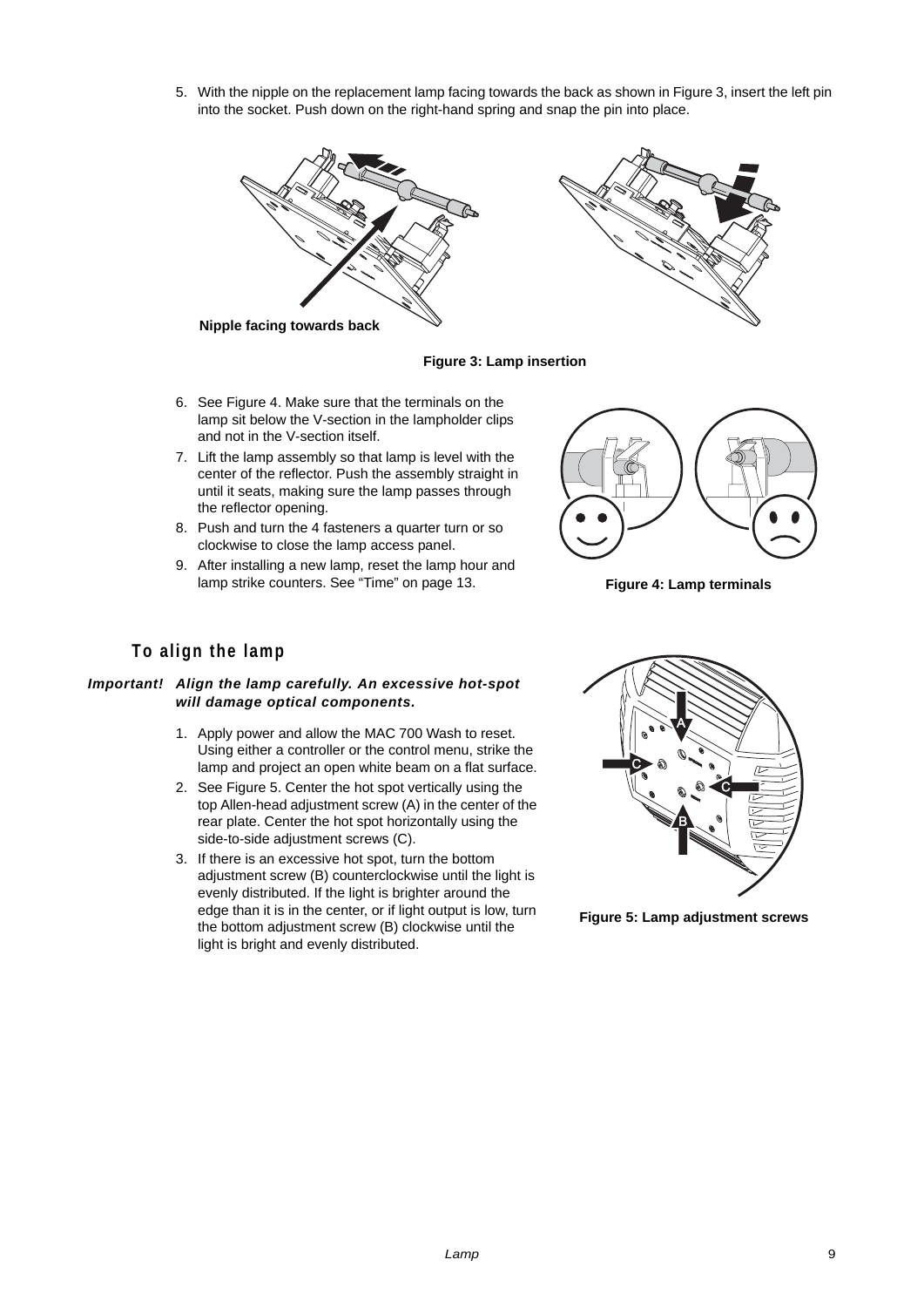5. With the nipple on the replacement lamp facing towards the back as shown in Figure 3, insert the left pin into the socket. Push down on the right-hand spring and snap the pin into place.

Nipple facing towards back

**Figure 3: Lamp insertion**

6. See Figure 4. Make sure that the terminals on the lamp sit below the V-section in the lampholder clips and not in the V-section itself.
7. Lift the lamp assembly so that lamp is level with the center of the reflector. Push the assembly straight in until it seats, making sure the lamp passes through the reflector opening.
8. Push and turn the 4 fasteners a quarter turn or so clockwise to close the lamp access panel.
9. After installing a new lamp, reset the lamp hour and lamp strike counters. See "Time" on page 13.

**Figure 4: Lamp terminals**

## To align the lamp

***Important!*** ***Align the lamp carefully. An excessive hot-spot will damage optical components.***

1. Apply power and allow the MAC 700 Wash to reset. Using either a controller or the control menu, strike the lamp and project an open white beam on a flat surface.
2. See Figure 5. Center the hot spot vertically using the top Allen-head adjustment screw (A) in the center of the rear plate. Center the hot spot horizontally using the side-to-side adjustment screws (C).
3. If there is an excessive hot spot, turn the bottom adjustment screw (B) counterclockwise until the light is evenly distributed. If the light is brighter around the edge than it is in the center, or if light output is low, turn the bottom adjustment screw (B) clockwise until the light is bright and evenly distributed.

**Figure 5: Lamp adjustment screws**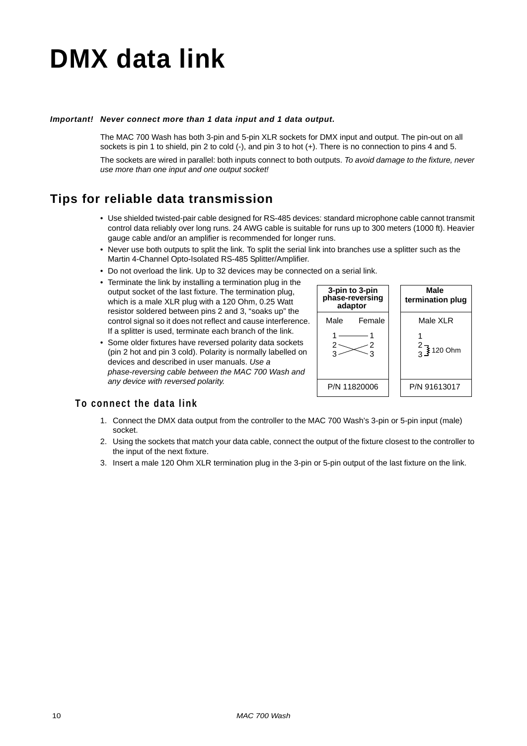# DMX data link

***Important!*** ***Never connect more than 1 data input and 1 data output.***

The MAC 700 Wash has both 3-pin and 5-pin XLR sockets for DMX input and output. The pin-out on all sockets is pin 1 to shield, pin 2 to cold (-), and pin 3 to hot (+). There is no connection to pins 4 and 5.

The sockets are wired in parallel: both inputs connect to both outputs. *To avoid damage to the fixture, never use more than one input and one output socket!*

## Tips for reliable data transmission

- Use shielded twisted-pair cable designed for RS-485 devices: standard microphone cable cannot transmit control data reliably over long runs. 24 AWG cable is suitable for runs up to 300 meters (1000 ft). Heavier gauge cable and/or an amplifier is recommended for longer runs.
- Never use both outputs to split the link. To split the serial link into branches use a splitter such as the Martin 4-Channel Opto-Isolated RS-485 Splitter/Amplifier.
- Do not overload the link. Up to 32 devices may be connected on a serial link.
- Terminate the link by installing a termination plug in the output socket of the last fixture. The termination plug, which is a male XLR plug with a 120 Ohm, 0.25 Watt resistor soldered between pins 2 and 3, "soaks up" the control signal so it does not reflect and cause interference. If a splitter is used, terminate each branch of the link.
- Some older fixtures have reversed polarity data sockets (pin 2 hot and pin 3 cold). Polarity is normally labelled on devices and described in user manuals. *Use a phase-reversing cable between the MAC 700 Wash and any device with reversed polarity.*

| **3-pin to 3-pin phase-reversing adaptor** | |
|---|---|
| Male | Female |
| 1 | 1 |
| 2 | 3 |
| 3 | 2 |
| P/N 11820006 | |

| **Male termination plug** |
|---|
| Male XLR |
| 1 |
| 2 – 120 Ohm – 3 |
| P/N 91613017 |

### To connect the data link

1. Connect the DMX data output from the controller to the MAC 700 Wash's 3-pin or 5-pin input (male) socket.
2. Using the sockets that match your data cable, connect the output of the fixture closest to the controller to the input of the next fixture.
3. Insert a male 120 Ohm XLR termination plug in the 3-pin or 5-pin output of the last fixture on the link.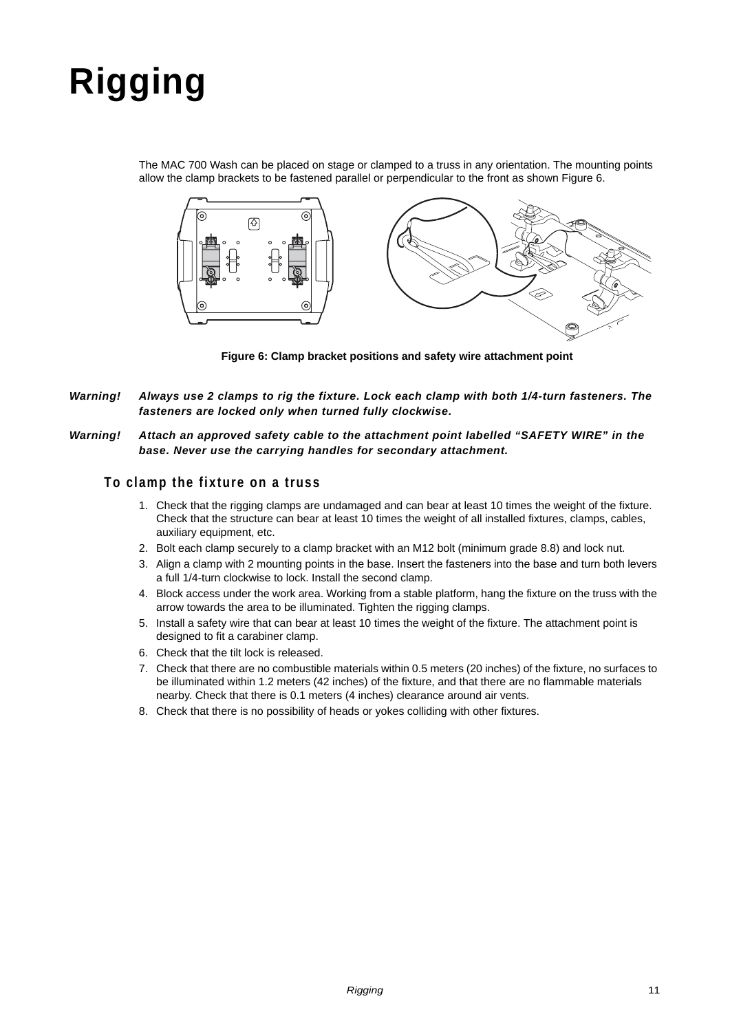# Rigging

The MAC 700 Wash can be placed on stage or clamped to a truss in any orientation. The mounting points allow the clamp brackets to be fastened parallel or perpendicular to the front as shown Figure 6.

**Figure 6: Clamp bracket positions and safety wire attachment point**

***Warning!*** ***Always use 2 clamps to rig the fixture. Lock each clamp with both 1/4-turn fasteners. The fasteners are locked only when turned fully clockwise.***

***Warning!*** ***Attach an approved safety cable to the attachment point labelled "SAFETY WIRE" in the base. Never use the carrying handles for secondary attachment.***

## To clamp the fixture on a truss

1. Check that the rigging clamps are undamaged and can bear at least 10 times the weight of the fixture. Check that the structure can bear at least 10 times the weight of all installed fixtures, clamps, cables, auxiliary equipment, etc.
2. Bolt each clamp securely to a clamp bracket with an M12 bolt (minimum grade 8.8) and lock nut.
3. Align a clamp with 2 mounting points in the base. Insert the fasteners into the base and turn both levers a full 1/4-turn clockwise to lock. Install the second clamp.
4. Block access under the work area. Working from a stable platform, hang the fixture on the truss with the arrow towards the area to be illuminated. Tighten the rigging clamps.
5. Install a safety wire that can bear at least 10 times the weight of the fixture. The attachment point is designed to fit a carabiner clamp.
6. Check that the tilt lock is released.
7. Check that there are no combustible materials within 0.5 meters (20 inches) of the fixture, no surfaces to be illuminated within 1.2 meters (42 inches) of the fixture, and that there are no flammable materials nearby. Check that there is 0.1 meters (4 inches) clearance around air vents.
8. Check that there is no possibility of heads or yokes colliding with other fixtures.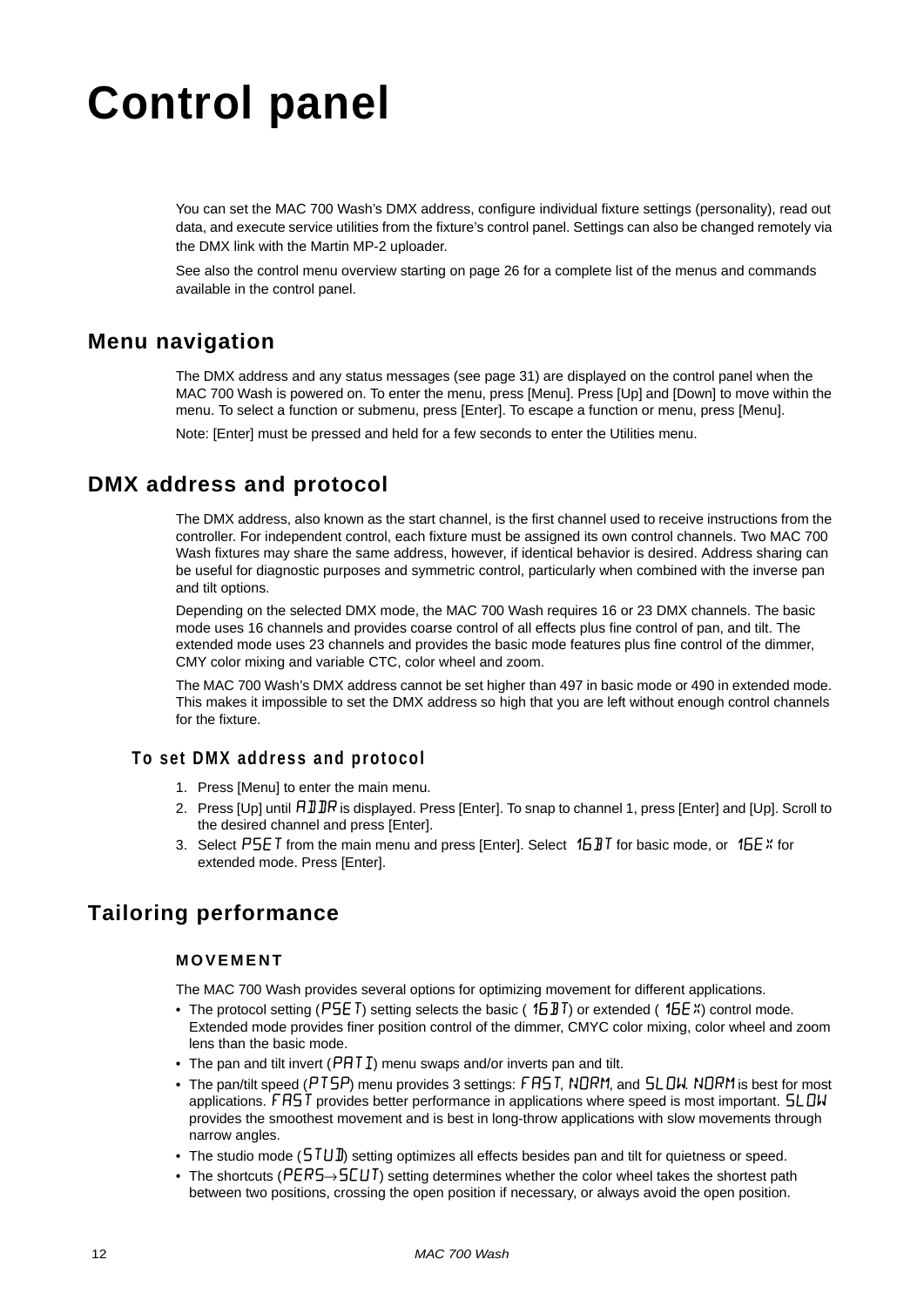# Control panel

You can set the MAC 700 Wash's DMX address, configure individual fixture settings (personality), read out data, and execute service utilities from the fixture's control panel. Settings can also be changed remotely via the DMX link with the Martin MP-2 uploader.

See also the control menu overview starting on page 26 for a complete list of the menus and commands available in the control panel.

## Menu navigation

The DMX address and any status messages (see page 31) are displayed on the control panel when the MAC 700 Wash is powered on. To enter the menu, press [Menu]. Press [Up] and [Down] to move within the menu. To select a function or submenu, press [Enter]. To escape a function or menu, press [Menu].

Note: [Enter] must be pressed and held for a few seconds to enter the Utilities menu.

## DMX address and protocol

The DMX address, also known as the start channel, is the first channel used to receive instructions from the controller. For independent control, each fixture must be assigned its own control channels. Two MAC 700 Wash fixtures may share the same address, however, if identical behavior is desired. Address sharing can be useful for diagnostic purposes and symmetric control, particularly when combined with the inverse pan and tilt options.

Depending on the selected DMX mode, the MAC 700 Wash requires 16 or 23 DMX channels. The basic mode uses 16 channels and provides coarse control of all effects plus fine control of pan, and tilt. The extended mode uses 23 channels and provides the basic mode features plus fine control of the dimmer, CMY color mixing and variable CTC, color wheel and zoom.

The MAC 700 Wash's DMX address cannot be set higher than 497 in basic mode or 490 in extended mode. This makes it impossible to set the DMX address so high that you are left without enough control channels for the fixture.

### To set DMX address and protocol

1. Press [Menu] to enter the main menu.
2. Press [Up] until ADDR is displayed. Press [Enter]. To snap to channel 1, press [Enter] and [Up]. Scroll to the desired channel and press [Enter].
3. Select PSET from the main menu and press [Enter]. Select 16BT for basic mode, or 16EX for extended mode. Press [Enter].

## Tailoring performance

#### MOVEMENT

The MAC 700 Wash provides several options for optimizing movement for different applications.

- The protocol setting (PSET) setting selects the basic (16BT) or extended (16EX) control mode. Extended mode provides finer position control of the dimmer, CMYC color mixing, color wheel and zoom lens than the basic mode.
- The pan and tilt invert (PATI) menu swaps and/or inverts pan and tilt.
- The pan/tilt speed (PTSP) menu provides 3 settings: FAST, NORM, and SLOW. NORM is best for most applications. FAST provides better performance in applications where speed is most important. SLOW provides the smoothest movement and is best in long-throw applications with slow movements through narrow angles.
- The studio mode (STUD) setting optimizes all effects besides pan and tilt for quietness or speed.
- The shortcuts (PERS→SCUT) setting determines whether the color wheel takes the shortest path between two positions, crossing the open position if necessary, or always avoid the open position.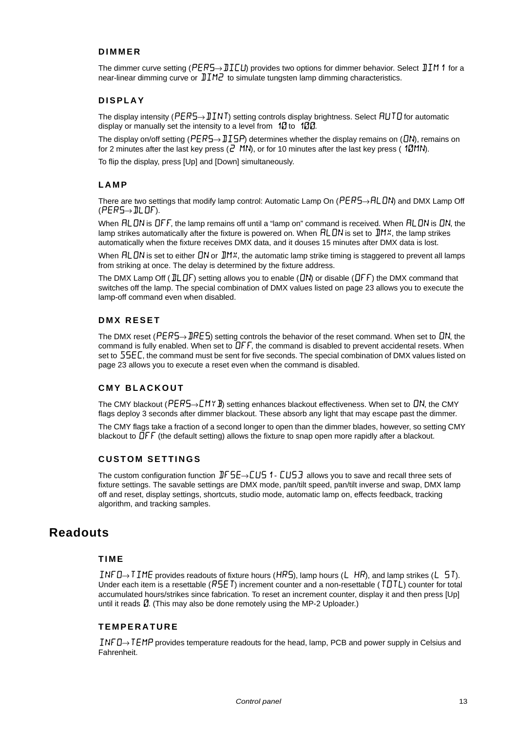### DIMMER

The dimmer curve setting (PERS→DICU) provides two options for dimmer behavior. Select DIM1 for a near-linear dimming curve or DIM2 to simulate tungsten lamp dimming characteristics.

### DISPLAY

The display intensity (PERS→DINT) setting controls display brightness. Select AUTO for automatic display or manually set the intensity to a level from 10 to 100.

The display on/off setting (PERS→DISP) determines whether the display remains on (ON), remains on for 2 minutes after the last key press (2 MN), or for 10 minutes after the last key press (10MN).

To flip the display, press [Up] and [Down] simultaneously.

### LAMP

There are two settings that modify lamp control: Automatic Lamp On (PERS→ALON) and DMX Lamp Off (PERS→DLOF).

When ALON is OFF, the lamp remains off until a “lamp on” command is received. When ALON is ON, the lamp strikes automatically after the fixture is powered on. When ALON is set to DMX, the lamp strikes automatically when the fixture receives DMX data, and it douses 15 minutes after DMX data is lost.

When ALON is set to either ON or DMX, the automatic lamp strike timing is staggered to prevent all lamps from striking at once. The delay is determined by the fixture address.

The DMX Lamp Off (DLOF) setting allows you to enable (ON) or disable (OFF) the DMX command that switches off the lamp. The special combination of DMX values listed on page 23 allows you to execute the lamp-off command even when disabled.

### DMX RESET

The DMX reset (PERS→DRES) setting controls the behavior of the reset command. When set to ON, the command is fully enabled. When set to OFF, the command is disabled to prevent accidental resets. When set to 5SEC, the command must be sent for five seconds. The special combination of DMX values listed on page 23 allows you to execute a reset even when the command is disabled.

### CMY BLACKOUT

The CMY blackout (PERS→CMYB) setting enhances blackout effectiveness. When set to ON, the CMY flags deploy 3 seconds after dimmer blackout. These absorb any light that may escape past the dimmer.

The CMY flags take a fraction of a second longer to open than the dimmer blades, however, so setting CMY blackout to OFF (the default setting) allows the fixture to snap open more rapidly after a blackout.

### CUSTOM SETTINGS

The custom configuration function DFSE→CUS1 - CUS3 allows you to save and recall three sets of fixture settings. The savable settings are DMX mode, pan/tilt speed, pan/tilt inverse and swap, DMX lamp off and reset, display settings, shortcuts, studio mode, automatic lamp on, effects feedback, tracking algorithm, and tracking samples.

## Readouts

### TIME

INFO→TIME provides readouts of fixture hours (HRS), lamp hours (L HR), and lamp strikes (L ST). Under each item is a resettable (RSET) increment counter and a non-resettable (TOTL) counter for total accumulated hours/strikes since fabrication. To reset an increment counter, display it and then press [Up] until it reads 0. (This may also be done remotely using the MP-2 Uploader.)

### TEMPERATURE

INFO→TEMP provides temperature readouts for the head, lamp, PCB and power supply in Celsius and Fahrenheit.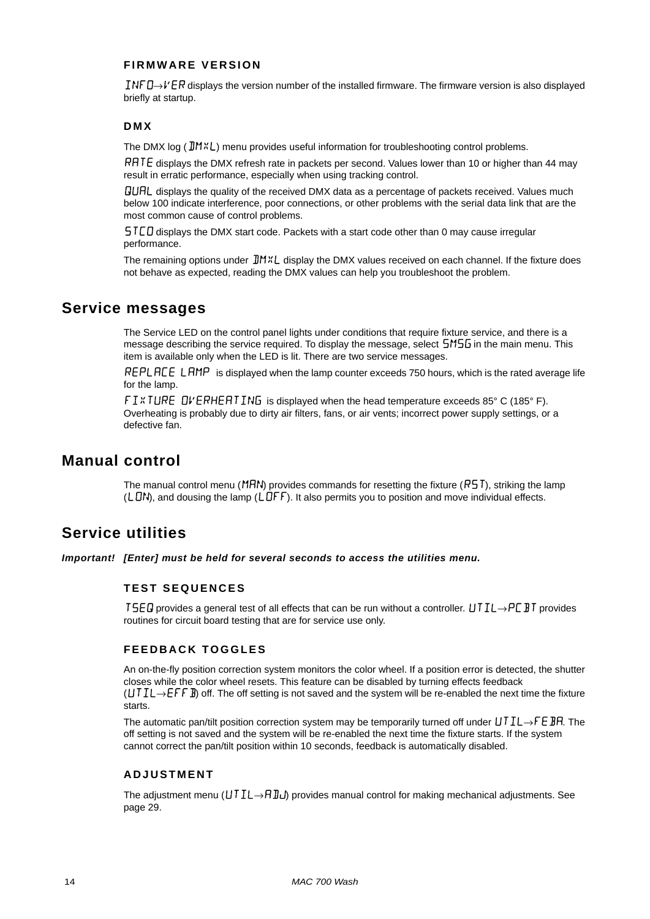### FIRMWARE VERSION

INFO→VER displays the version number of the installed firmware. The firmware version is also displayed briefly at startup.

### DMX

The DMX log (DMXL) menu provides useful information for troubleshooting control problems.

RATE displays the DMX refresh rate in packets per second. Values lower than 10 or higher than 44 may result in erratic performance, especially when using tracking control.

QUAL displays the quality of the received DMX data as a percentage of packets received. Values much below 100 indicate interference, poor connections, or other problems with the serial data link that are the most common cause of control problems.

STCO displays the DMX start code. Packets with a start code other than 0 may cause irregular performance.

The remaining options under DMXL display the DMX values received on each channel. If the fixture does not behave as expected, reading the DMX values can help you troubleshoot the problem.

## Service messages

The Service LED on the control panel lights under conditions that require fixture service, and there is a message describing the service required. To display the message, select SMSG in the main menu. This item is available only when the LED is lit. There are two service messages.

REPLACE LAMP is displayed when the lamp counter exceeds 750 hours, which is the rated average life for the lamp.

FIXTURE OVERHEATING is displayed when the head temperature exceeds 85° C (185° F). Overheating is probably due to dirty air filters, fans, or air vents; incorrect power supply settings, or a defective fan.

## Manual control

The manual control menu (MAN) provides commands for resetting the fixture (RST), striking the lamp (LON), and dousing the lamp (LOFF). It also permits you to position and move individual effects.

## Service utilities

***Important!*** ***[Enter] must be held for several seconds to access the utilities menu.***

### TEST SEQUENCES

TSEQ provides a general test of all effects that can be run without a controller. UTIL→PCBT provides routines for circuit board testing that are for service use only.

### FEEDBACK TOGGLES

An on-the-fly position correction system monitors the color wheel. If a position error is detected, the shutter closes while the color wheel resets. This feature can be disabled by turning effects feedback (UTIL→EFFB) off. The off setting is not saved and the system will be re-enabled the next time the fixture starts.

The automatic pan/tilt position correction system may be temporarily turned off under UTIL→FEBA. The off setting is not saved and the system will be re-enabled the next time the fixture starts. If the system cannot correct the pan/tilt position within 10 seconds, feedback is automatically disabled.

### ADJUSTMENT

The adjustment menu (UTIL→ADJ) provides manual control for making mechanical adjustments. See page 29.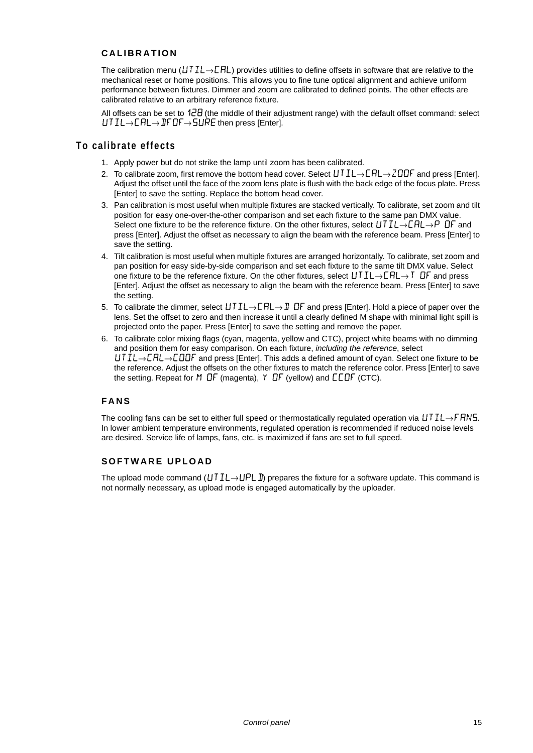### CALIBRATION

The calibration menu (UTIL→CAL) provides utilities to define offsets in software that are relative to the mechanical reset or home positions. This allows you to fine tune optical alignment and achieve uniform performance between fixtures. Dimmer and zoom are calibrated to defined points. The other effects are calibrated relative to an arbitrary reference fixture.

All offsets can be set to 128 (the middle of their adjustment range) with the default offset command: select UTIL→CAL→DFOF→SURE then press [Enter].

## To calibrate effects

1. Apply power but do not strike the lamp until zoom has been calibrated.
2. To calibrate zoom, first remove the bottom head cover. Select UTIL→CAL→ZOOF and press [Enter]. Adjust the offset until the face of the zoom lens plate is flush with the back edge of the focus plate. Press [Enter] to save the setting. Replace the bottom head cover.
3. Pan calibration is most useful when multiple fixtures are stacked vertically. To calibrate, set zoom and tilt position for easy one-over-the-other comparison and set each fixture to the same pan DMX value. Select one fixture to be the reference fixture. On the other fixtures, select UTIL→CAL→P OF and press [Enter]. Adjust the offset as necessary to align the beam with the reference beam. Press [Enter] to save the setting.
4. Tilt calibration is most useful when multiple fixtures are arranged horizontally. To calibrate, set zoom and pan position for easy side-by-side comparison and set each fixture to the same tilt DMX value. Select one fixture to be the reference fixture. On the other fixtures, select UTIL→CAL→T OF and press [Enter]. Adjust the offset as necessary to align the beam with the reference beam. Press [Enter] to save the setting.
5. To calibrate the dimmer, select UTIL→CAL→D OF and press [Enter]. Hold a piece of paper over the lens. Set the offset to zero and then increase it until a clearly defined M shape with minimal light spill is projected onto the paper. Press [Enter] to save the setting and remove the paper.
6. To calibrate color mixing flags (cyan, magenta, yellow and CTC), project white beams with no dimming and position them for easy comparison. On each fixture, *including the reference*, select UTIL→CAL→COOF and press [Enter]. This adds a defined amount of cyan. Select one fixture to be the reference. Adjust the offsets on the other fixtures to match the reference color. Press [Enter] to save the setting. Repeat for M OF (magenta), Y OF (yellow) and CCOF (CTC).

### FANS

The cooling fans can be set to either full speed or thermostatically regulated operation via UTIL→FANS. In lower ambient temperature environments, regulated operation is recommended if reduced noise levels are desired. Service life of lamps, fans, etc. is maximized if fans are set to full speed.

### SOFTWARE UPLOAD

The upload mode command (UTIL→UPLD) prepares the fixture for a software update. This command is not normally necessary, as upload mode is engaged automatically by the uploader.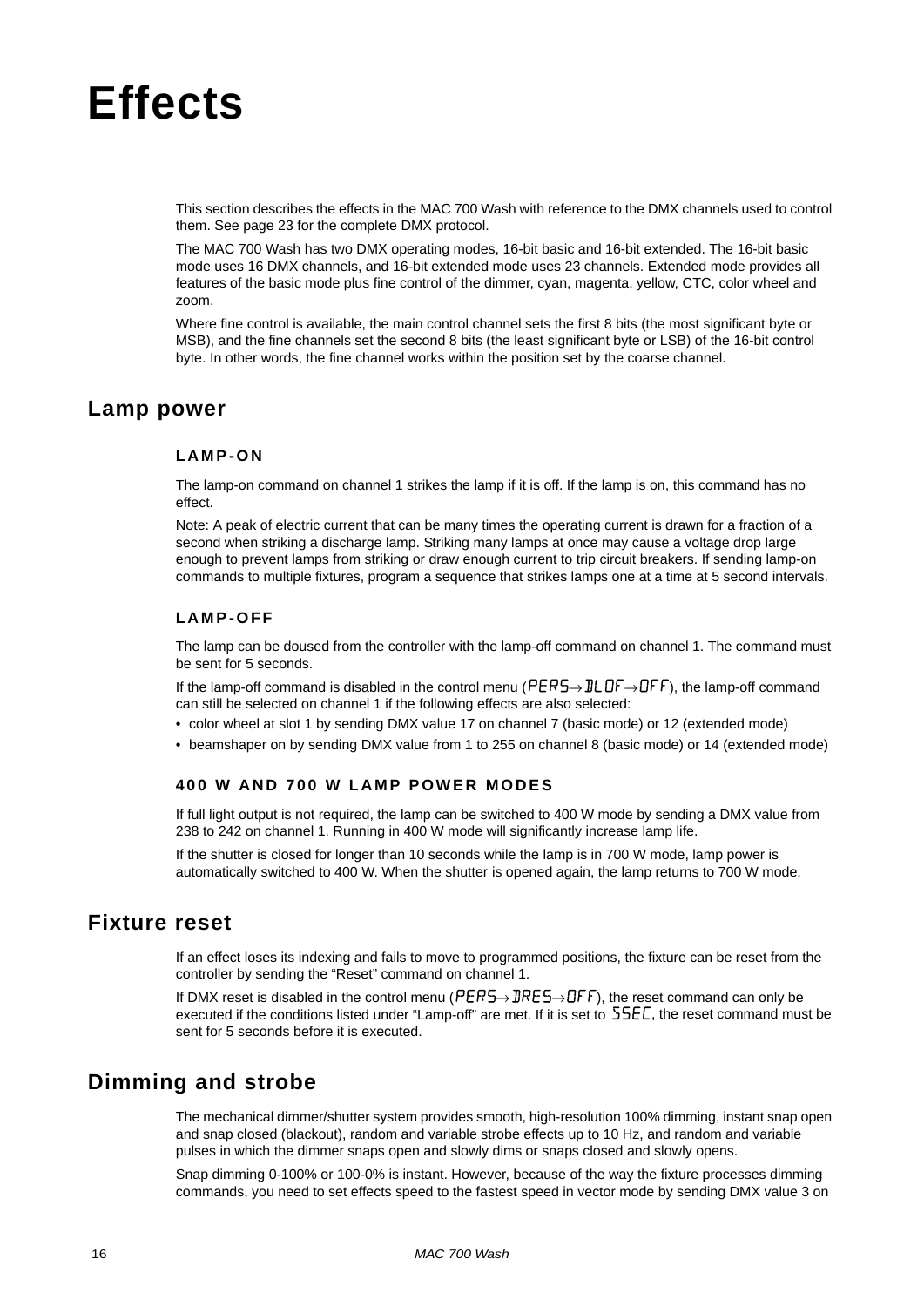# Effects

This section describes the effects in the MAC 700 Wash with reference to the DMX channels used to control them. See page 23 for the complete DMX protocol.

The MAC 700 Wash has two DMX operating modes, 16-bit basic and 16-bit extended. The 16-bit basic mode uses 16 DMX channels, and 16-bit extended mode uses 23 channels. Extended mode provides all features of the basic mode plus fine control of the dimmer, cyan, magenta, yellow, CTC, color wheel and zoom.

Where fine control is available, the main control channel sets the first 8 bits (the most significant byte or MSB), and the fine channels set the second 8 bits (the least significant byte or LSB) of the 16-bit control byte. In other words, the fine channel works within the position set by the coarse channel.

## Lamp power

### LAMP-ON

The lamp-on command on channel 1 strikes the lamp if it is off. If the lamp is on, this command has no effect.

Note: A peak of electric current that can be many times the operating current is drawn for a fraction of a second when striking a discharge lamp. Striking many lamps at once may cause a voltage drop large enough to prevent lamps from striking or draw enough current to trip circuit breakers. If sending lamp-on commands to multiple fixtures, program a sequence that strikes lamps one at a time at 5 second intervals.

### LAMP-OFF

The lamp can be doused from the controller with the lamp-off command on channel 1. The command must be sent for 5 seconds.

If the lamp-off command is disabled in the control menu (PERS→DLOF→OFF), the lamp-off command can still be selected on channel 1 if the following effects are also selected:

- color wheel at slot 1 by sending DMX value 17 on channel 7 (basic mode) or 12 (extended mode)
- beamshaper on by sending DMX value from 1 to 255 on channel 8 (basic mode) or 14 (extended mode)

### 400 W AND 700 W LAMP POWER MODES

If full light output is not required, the lamp can be switched to 400 W mode by sending a DMX value from 238 to 242 on channel 1. Running in 400 W mode will significantly increase lamp life.

If the shutter is closed for longer than 10 seconds while the lamp is in 700 W mode, lamp power is automatically switched to 400 W. When the shutter is opened again, the lamp returns to 700 W mode.

## Fixture reset

If an effect loses its indexing and fails to move to programmed positions, the fixture can be reset from the controller by sending the “Reset” command on channel 1.

If DMX reset is disabled in the control menu (PERS→DRES→OFF), the reset command can only be executed if the conditions listed under “Lamp-off” are met. If it is set to 5SEC, the reset command must be sent for 5 seconds before it is executed.

## Dimming and strobe

The mechanical dimmer/shutter system provides smooth, high-resolution 100% dimming, instant snap open and snap closed (blackout), random and variable strobe effects up to 10 Hz, and random and variable pulses in which the dimmer snaps open and slowly dims or snaps closed and slowly opens.

Snap dimming 0-100% or 100-0% is instant. However, because of the way the fixture processes dimming commands, you need to set effects speed to the fastest speed in vector mode by sending DMX value 3 on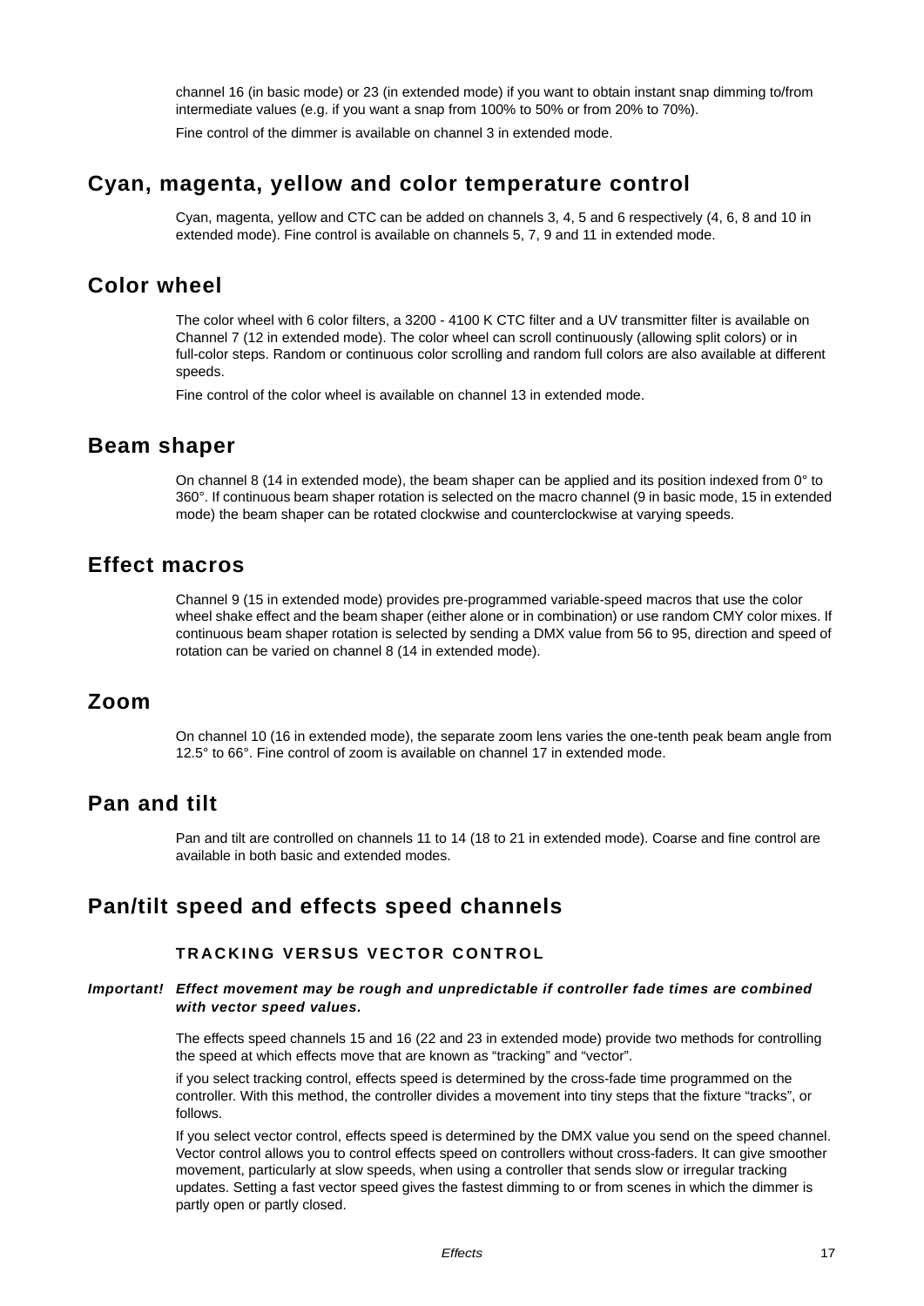channel 16 (in basic mode) or 23 (in extended mode) if you want to obtain instant snap dimming to/from intermediate values (e.g. if you want a snap from 100% to 50% or from 20% to 70%).

Fine control of the dimmer is available on channel 3 in extended mode.

## Cyan, magenta, yellow and color temperature control

Cyan, magenta, yellow and CTC can be added on channels 3, 4, 5 and 6 respectively (4, 6, 8 and 10 in extended mode). Fine control is available on channels 5, 7, 9 and 11 in extended mode.

## Color wheel

The color wheel with 6 color filters, a 3200 - 4100 K CTC filter and a UV transmitter filter is available on Channel 7 (12 in extended mode). The color wheel can scroll continuously (allowing split colors) or in full-color steps. Random or continuous color scrolling and random full colors are also available at different speeds.

Fine control of the color wheel is available on channel 13 in extended mode.

## Beam shaper

On channel 8 (14 in extended mode), the beam shaper can be applied and its position indexed from 0° to 360°. If continuous beam shaper rotation is selected on the macro channel (9 in basic mode, 15 in extended mode) the beam shaper can be rotated clockwise and counterclockwise at varying speeds.

## Effect macros

Channel 9 (15 in extended mode) provides pre-programmed variable-speed macros that use the color wheel shake effect and the beam shaper (either alone or in combination) or use random CMY color mixes. If continuous beam shaper rotation is selected by sending a DMX value from 56 to 95, direction and speed of rotation can be varied on channel 8 (14 in extended mode).

## Zoom

On channel 10 (16 in extended mode), the separate zoom lens varies the one-tenth peak beam angle from 12.5° to 66°. Fine control of zoom is available on channel 17 in extended mode.

## Pan and tilt

Pan and tilt are controlled on channels 11 to 14 (18 to 21 in extended mode). Coarse and fine control are available in both basic and extended modes.

## Pan/tilt speed and effects speed channels

### TRACKING VERSUS VECTOR CONTROL

***Important!*** ***Effect movement may be rough and unpredictable if controller fade times are combined with vector speed values.***

The effects speed channels 15 and 16 (22 and 23 in extended mode) provide two methods for controlling the speed at which effects move that are known as “tracking” and “vector”.

if you select tracking control, effects speed is determined by the cross-fade time programmed on the controller. With this method, the controller divides a movement into tiny steps that the fixture “tracks”, or follows.

If you select vector control, effects speed is determined by the DMX value you send on the speed channel. Vector control allows you to control effects speed on controllers without cross-faders. It can give smoother movement, particularly at slow speeds, when using a controller that sends slow or irregular tracking updates. Setting a fast vector speed gives the fastest dimming to or from scenes in which the dimmer is partly open or partly closed.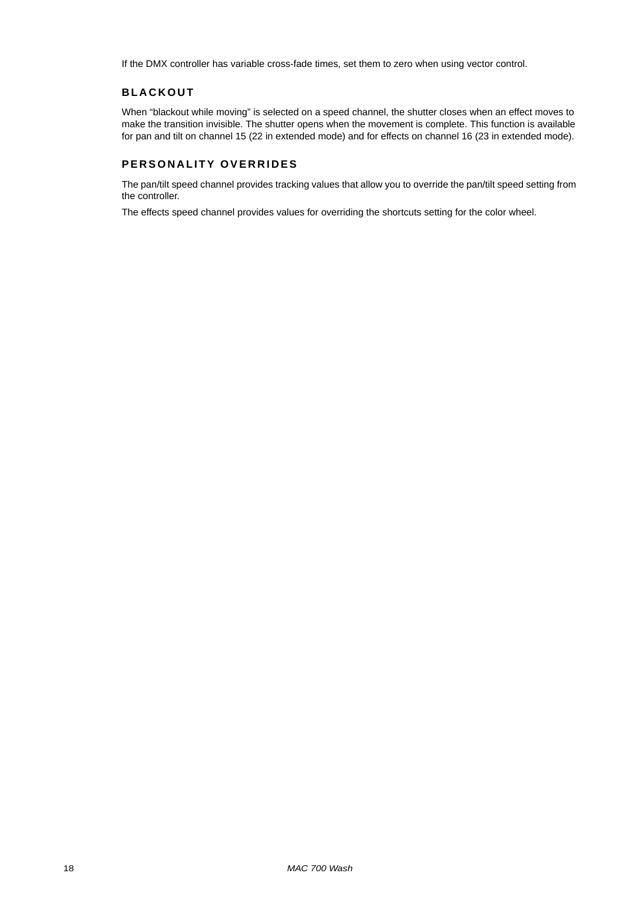If the DMX controller has variable cross-fade times, set them to zero when using vector control.

## BLACKOUT

When “blackout while moving” is selected on a speed channel, the shutter closes when an effect moves to make the transition invisible. The shutter opens when the movement is complete. This function is available for pan and tilt on channel 15 (22 in extended mode) and for effects on channel 16 (23 in extended mode).

## PERSONALITY OVERRIDES

The pan/tilt speed channel provides tracking values that allow you to override the pan/tilt speed setting from the controller.

The effects speed channel provides values for overriding the shortcuts setting for the color wheel.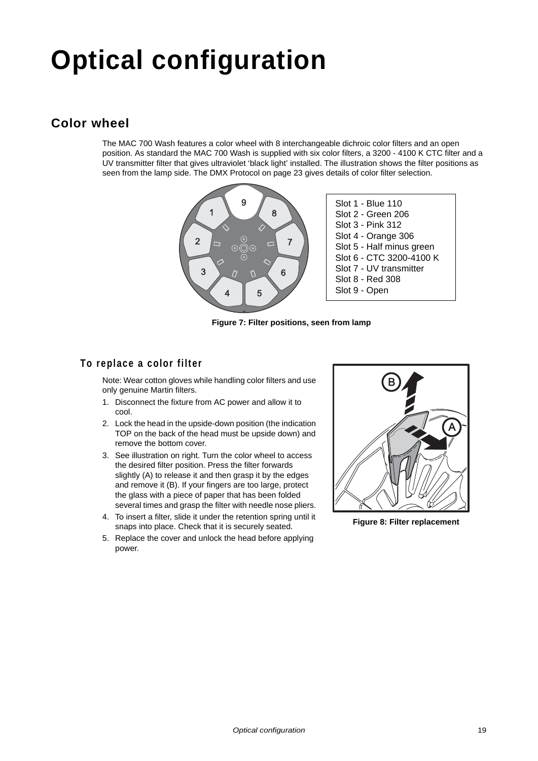# Optical configuration

## Color wheel

The MAC 700 Wash features a color wheel with 8 interchangeable dichroic color filters and an open position. As standard the MAC 700 Wash is supplied with six color filters, a 3200 - 4100 K CTC filter and a UV transmitter filter that gives ultraviolet 'black light' installed. The illustration shows the filter positions as seen from the lamp side. The DMX Protocol on page 23 gives details of color filter selection.

Slot 1 - Blue 110
Slot 2 - Green 206
Slot 3 - Pink 312
Slot 4 - Orange 306
Slot 5 - Half minus green
Slot 6 - CTC 3200-4100 K
Slot 7 - UV transmitter
Slot 8 - Red 308
Slot 9 - Open

**Figure 7: Filter positions, seen from lamp**

### To replace a color filter

Note: Wear cotton gloves while handling color filters and use only genuine Martin filters.

1. Disconnect the fixture from AC power and allow it to cool.
2. Lock the head in the upside-down position (the indication TOP on the back of the head must be upside down) and remove the bottom cover.
3. See illustration on right. Turn the color wheel to access the desired filter position. Press the filter forwards slightly (A) to release it and then grasp it by the edges and remove it (B). If your fingers are too large, protect the glass with a piece of paper that has been folded several times and grasp the filter with needle nose pliers.
4. To insert a filter, slide it under the retention spring until it snaps into place. Check that it is securely seated.
5. Replace the cover and unlock the head before applying power.

**Figure 8: Filter replacement**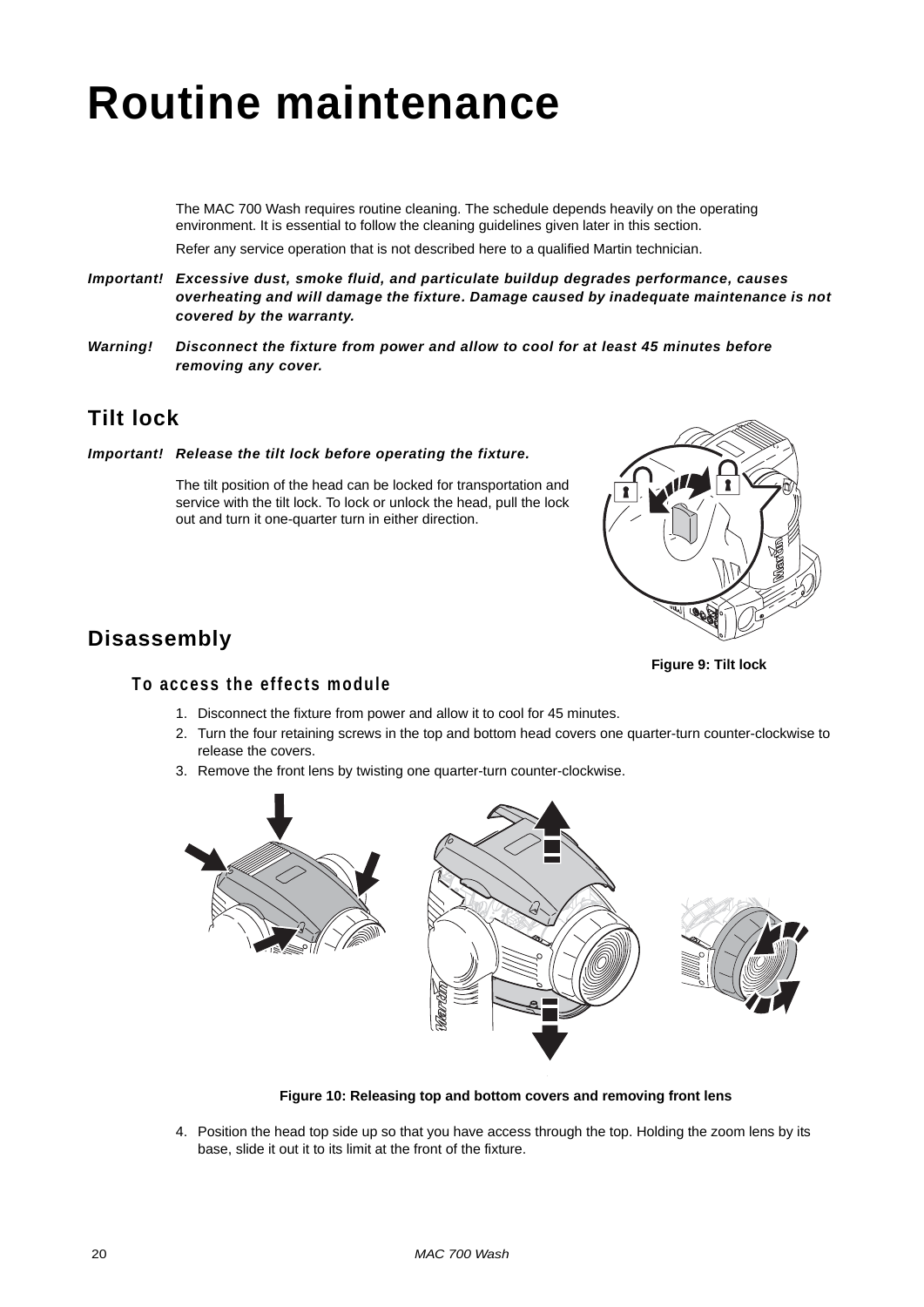# Routine maintenance

The MAC 700 Wash requires routine cleaning. The schedule depends heavily on the operating environment. It is essential to follow the cleaning guidelines given later in this section.

Refer any service operation that is not described here to a qualified Martin technician.

***Important!*** ***Excessive dust, smoke fluid, and particulate buildup degrades performance, causes overheating and will damage the fixture. Damage caused by inadequate maintenance is not covered by the warranty.***

***Warning!*** ***Disconnect the fixture from power and allow to cool for at least 45 minutes before removing any cover.***

## Tilt lock

***Important!*** ***Release the tilt lock before operating the fixture.***

The tilt position of the head can be locked for transportation and service with the tilt lock. To lock or unlock the head, pull the lock out and turn it one-quarter turn in either direction.

**Figure 9: Tilt lock**

## Disassembly

### To access the effects module

1. Disconnect the fixture from power and allow it to cool for 45 minutes.
2. Turn the four retaining screws in the top and bottom head covers one quarter-turn counter-clockwise to release the covers.
3. Remove the front lens by twisting one quarter-turn counter-clockwise.

**Figure 10: Releasing top and bottom covers and removing front lens**

4. Position the head top side up so that you have access through the top. Holding the zoom lens by its base, slide it out it to its limit at the front of the fixture.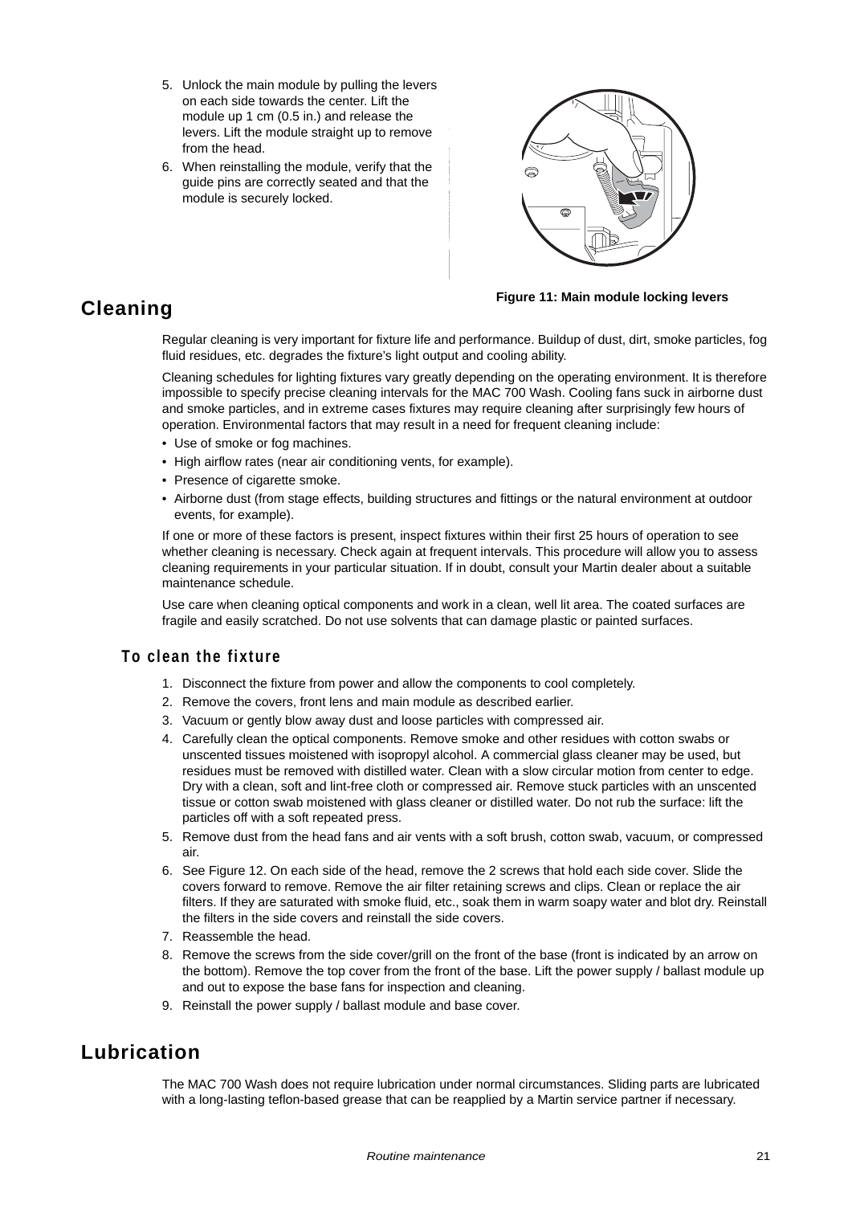5. Unlock the main module by pulling the levers on each side towards the center. Lift the module up 1 cm (0.5 in.) and release the levers. Lift the module straight up to remove from the head.
6. When reinstalling the module, verify that the guide pins are correctly seated and that the module is securely locked.

**Figure 11: Main module locking levers**

# Cleaning

Regular cleaning is very important for fixture life and performance. Buildup of dust, dirt, smoke particles, fog fluid residues, etc. degrades the fixture's light output and cooling ability.

Cleaning schedules for lighting fixtures vary greatly depending on the operating environment. It is therefore impossible to specify precise cleaning intervals for the MAC 700 Wash. Cooling fans suck in airborne dust and smoke particles, and in extreme cases fixtures may require cleaning after surprisingly few hours of operation. Environmental factors that may result in a need for frequent cleaning include:

- Use of smoke or fog machines.
- High airflow rates (near air conditioning vents, for example).
- Presence of cigarette smoke.
- Airborne dust (from stage effects, building structures and fittings or the natural environment at outdoor events, for example).

If one or more of these factors is present, inspect fixtures within their first 25 hours of operation to see whether cleaning is necessary. Check again at frequent intervals. This procedure will allow you to assess cleaning requirements in your particular situation. If in doubt, consult your Martin dealer about a suitable maintenance schedule.

Use care when cleaning optical components and work in a clean, well lit area. The coated surfaces are fragile and easily scratched. Do not use solvents that can damage plastic or painted surfaces.

## To clean the fixture

1. Disconnect the fixture from power and allow the components to cool completely.
2. Remove the covers, front lens and main module as described earlier.
3. Vacuum or gently blow away dust and loose particles with compressed air.
4. Carefully clean the optical components. Remove smoke and other residues with cotton swabs or unscented tissues moistened with isopropyl alcohol. A commercial glass cleaner may be used, but residues must be removed with distilled water. Clean with a slow circular motion from center to edge. Dry with a clean, soft and lint-free cloth or compressed air. Remove stuck particles with an unscented tissue or cotton swab moistened with glass cleaner or distilled water. Do not rub the surface: lift the particles off with a soft repeated press.
5. Remove dust from the head fans and air vents with a soft brush, cotton swab, vacuum, or compressed air.
6. See Figure 12. On each side of the head, remove the 2 screws that hold each side cover. Slide the covers forward to remove. Remove the air filter retaining screws and clips. Clean or replace the air filters. If they are saturated with smoke fluid, etc., soak them in warm soapy water and blot dry. Reinstall the filters in the side covers and reinstall the side covers.
7. Reassemble the head.
8. Remove the screws from the side cover/grill on the front of the base (front is indicated by an arrow on the bottom). Remove the top cover from the front of the base. Lift the power supply / ballast module up and out to expose the base fans for inspection and cleaning.
9. Reinstall the power supply / ballast module and base cover.

# Lubrication

The MAC 700 Wash does not require lubrication under normal circumstances. Sliding parts are lubricated with a long-lasting teflon-based grease that can be reapplied by a Martin service partner if necessary.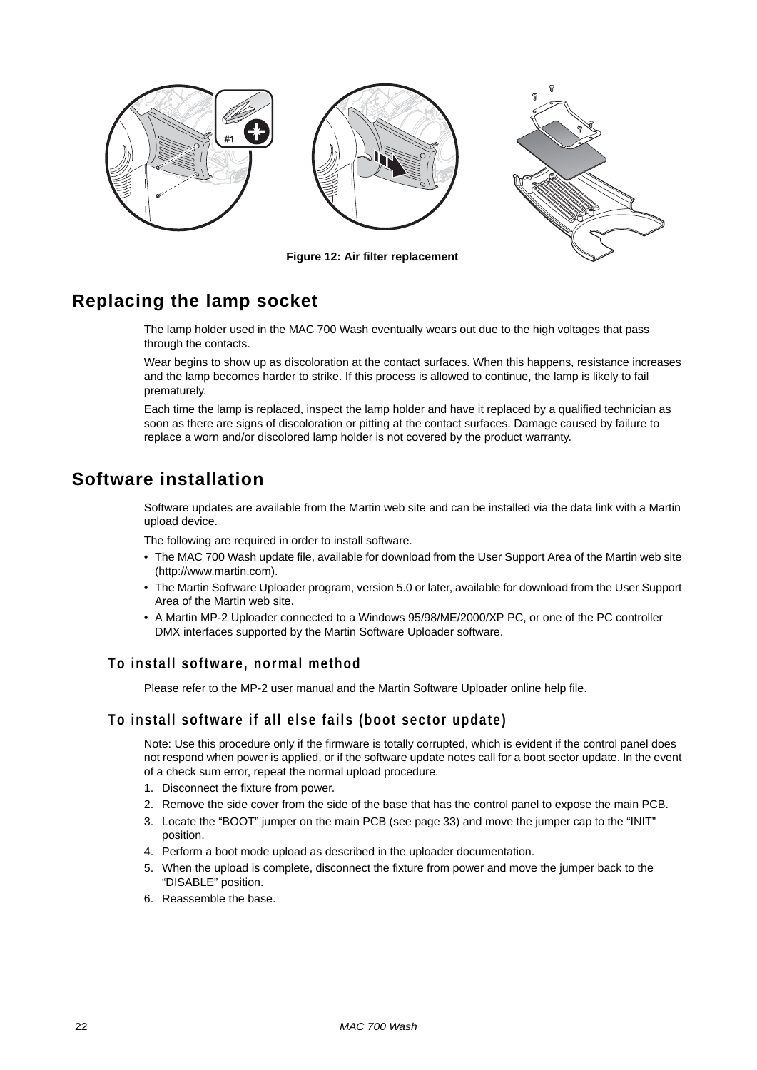Figure 12: Air filter replacement

## Replacing the lamp socket

The lamp holder used in the MAC 700 Wash eventually wears out due to the high voltages that pass through the contacts.

Wear begins to show up as discoloration at the contact surfaces. When this happens, resistance increases and the lamp becomes harder to strike. If this process is allowed to continue, the lamp is likely to fail prematurely.

Each time the lamp is replaced, inspect the lamp holder and have it replaced by a qualified technician as soon as there are signs of discoloration or pitting at the contact surfaces. Damage caused by failure to replace a worn and/or discolored lamp holder is not covered by the product warranty.

## Software installation

Software updates are available from the Martin web site and can be installed via the data link with a Martin upload device.

The following are required in order to install software.

- The MAC 700 Wash update file, available for download from the User Support Area of the Martin web site (http://www.martin.com).
- The Martin Software Uploader program, version 5.0 or later, available for download from the User Support Area of the Martin web site.
- A Martin MP-2 Uploader connected to a Windows 95/98/ME/2000/XP PC, or one of the PC controller DMX interfaces supported by the Martin Software Uploader software.

### To install software, normal method

Please refer to the MP-2 user manual and the Martin Software Uploader online help file.

### To install software if all else fails (boot sector update)

Note: Use this procedure only if the firmware is totally corrupted, which is evident if the control panel does not respond when power is applied, or if the software update notes call for a boot sector update. In the event of a check sum error, repeat the normal upload procedure.

1. Disconnect the fixture from power.
2. Remove the side cover from the side of the base that has the control panel to expose the main PCB.
3. Locate the “BOOT” jumper on the main PCB (see page 33) and move the jumper cap to the “INIT” position.
4. Perform a boot mode upload as described in the uploader documentation.
5. When the upload is complete, disconnect the fixture from power and move the jumper back to the “DISABLE” position.
6. Reassemble the base.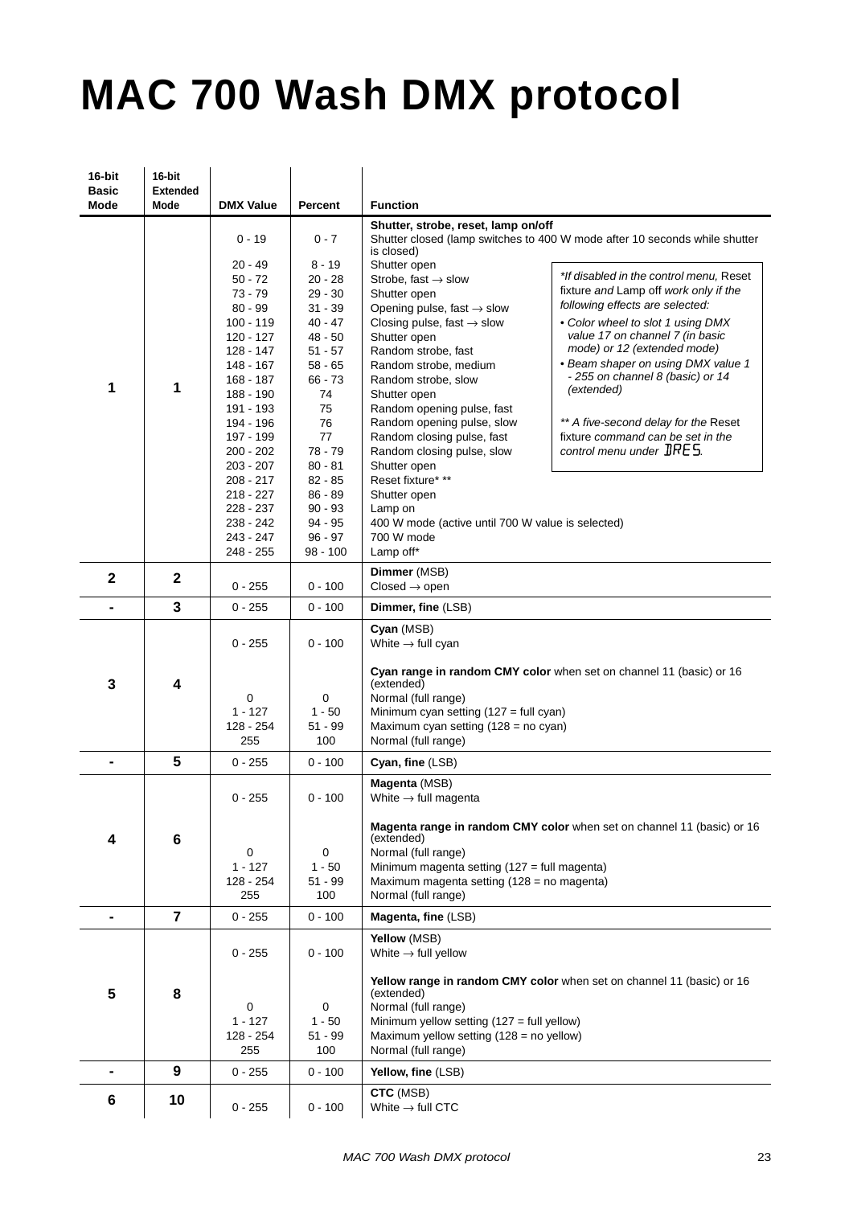# MAC 700 Wash DMX protocol

| 16-bit Basic Mode | 16-bit Extended Mode | DMX Value | Percent | Function |
|---|---|---|---|---|
| 1 | 1 | | | **Shutter, strobe, reset, lamp on/off** |
| | | 0 - 19 | 0 - 7 | Shutter closed (lamp switches to 400 W mode after 10 seconds while shutter is closed) |
| | | 20 - 49 | 8 - 19 | Shutter open |
| | | 50 - 72 | 20 - 28 | Strobe, fast → slow |
| | | 73 - 79 | 29 - 30 | Shutter open |
| | | 80 - 99 | 31 - 39 | Opening pulse, fast → slow |
| | | 100 - 119 | 40 - 47 | Closing pulse, fast → slow |
| | | 120 - 127 | 48 - 50 | Shutter open |
| | | 128 - 147 | 51 - 57 | Random strobe, fast |
| | | 148 - 167 | 58 - 65 | Random strobe, medium |
| | | 168 - 187 | 66 - 73 | Random strobe, slow |
| | | 188 - 190 | 74 | Shutter open |
| | | 191 - 193 | 75 | Random opening pulse, fast |
| | | 194 - 196 | 76 | Random opening pulse, slow |
| | | 197 - 199 | 77 | Random closing pulse, fast |
| | | 200 - 202 | 78 - 79 | Random closing pulse, slow |
| | | 203 - 207 | 80 - 81 | Shutter open |
| | | 208 - 217 | 82 - 85 | Reset fixture* ** |
| | | 218 - 227 | 86 - 89 | Shutter open |
| | | 228 - 237 | 90 - 93 | Lamp on |
| | | 238 - 242 | 94 - 95 | 400 W mode (active until 700 W value is selected) |
| | | 243 - 247 | 96 - 97 | 700 W mode |
| | | 248 - 255 | 98 - 100 | Lamp off* |
| 2 | 2 | 0 - 255 | 0 - 100 | **Dimmer** (MSB)<br>Closed → open |
| - | 3 | 0 - 255 | 0 - 100 | **Dimmer, fine** (LSB) |
| 3 | 4 | 0 - 255 | 0 - 100 | **Cyan** (MSB)<br>White → full cyan |
| | | | | **Cyan range in random CMY color** when set on channel 11 (basic) or 16 (extended) |
| | | 0 | 0 | Normal (full range) |
| | | 1 - 127 | 1 - 50 | Minimum cyan setting (127 = full cyan) |
| | | 128 - 254 | 51 - 99 | Maximum cyan setting (128 = no cyan) |
| | | 255 | 100 | Normal (full range) |
| - | 5 | 0 - 255 | 0 - 100 | **Cyan, fine** (LSB) |
| 4 | 6 | 0 - 255 | 0 - 100 | **Magenta** (MSB)<br>White → full magenta |
| | | | | **Magenta range in random CMY color** when set on channel 11 (basic) or 16 (extended) |
| | | 0 | 0 | Normal (full range) |
| | | 1 - 127 | 1 - 50 | Minimum magenta setting (127 = full magenta) |
| | | 128 - 254 | 51 - 99 | Maximum magenta setting (128 = no magenta) |
| | | 255 | 100 | Normal (full range) |
| - | 7 | 0 - 255 | 0 - 100 | **Magenta, fine** (LSB) |
| 5 | 8 | 0 - 255 | 0 - 100 | **Yellow** (MSB)<br>White → full yellow |
| | | | | **Yellow range in random CMY color** when set on channel 11 (basic) or 16 (extended) |
| | | 0 | 0 | Normal (full range) |
| | | 1 - 127 | 1 - 50 | Minimum yellow setting (127 = full yellow) |
| | | 128 - 254 | 51 - 99 | Maximum yellow setting (128 = no yellow) |
| | | 255 | 100 | Normal (full range) |
| - | 9 | 0 - 255 | 0 - 100 | **Yellow, fine** (LSB) |
| 6 | 10 | 0 - 255 | 0 - 100 | **CTC** (MSB)<br>White → full CTC |

*\*If disabled in the control menu,* Reset fixture *and* Lamp off *work only if the following effects are selected:*

- *Color wheel to slot 1 using DMX value 17 on channel 7 (in basic mode) or 12 (extended mode)*
- *Beam shaper on using DMX value 1 - 255 on channel 8 (basic) or 14 (extended)*

*\*\* A five-second delay for the* Reset fixture *command can be set in the control menu under* DRES*.*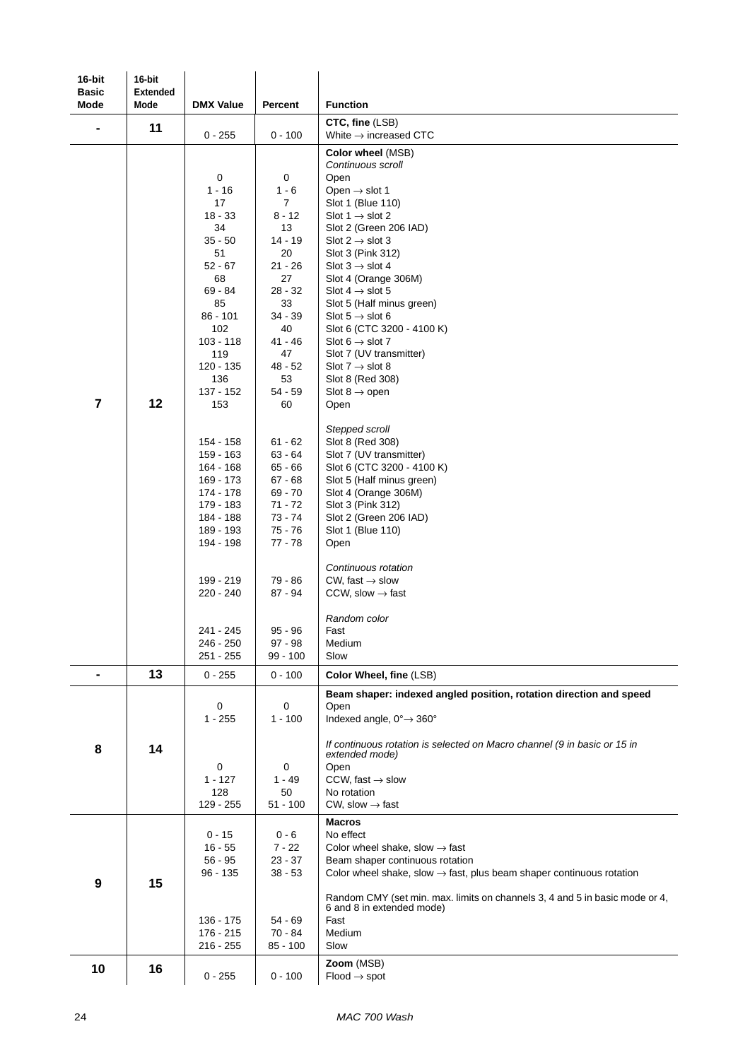| 16-bit Basic Mode | 16-bit Extended Mode | DMX Value | Percent | Function |
|---|---|---|---|---|
| - | 11 | 0 - 255 | 0 - 100 | **CTC, fine** (LSB)<br>White → increased CTC |
| 7 | 12 | | | **Color wheel** (MSB) |
| | | | | *Continuous scroll* |
| | | 0 | 0 | Open |
| | | 1 - 16 | 1 - 6 | Open → slot 1 |
| | | 17 | 7 | Slot 1 (Blue 110) |
| | | 18 - 33 | 8 - 12 | Slot 1 → slot 2 |
| | | 34 | 13 | Slot 2 (Green 206 IAD) |
| | | 35 - 50 | 14 - 19 | Slot 2 → slot 3 |
| | | 51 | 20 | Slot 3 (Pink 312) |
| | | 52 - 67 | 21 - 26 | Slot 3 → slot 4 |
| | | 68 | 27 | Slot 4 (Orange 306M) |
| | | 69 - 84 | 28 - 32 | Slot 4 → slot 5 |
| | | 85 | 33 | Slot 5 (Half minus green) |
| | | 86 - 101 | 34 - 39 | Slot 5 → slot 6 |
| | | 102 | 40 | Slot 6 (CTC 3200 - 4100 K) |
| | | 103 - 118 | 41 - 46 | Slot 6 → slot 7 |
| | | 119 | 47 | Slot 7 (UV transmitter) |
| | | 120 - 135 | 48 - 52 | Slot 7 → slot 8 |
| | | 136 | 53 | Slot 8 (Red 308) |
| | | 137 - 152 | 54 - 59 | Slot 8 → open |
| | | 153 | 60 | Open |
| | | | | *Stepped scroll* |
| | | 154 - 158 | 61 - 62 | Slot 8 (Red 308) |
| | | 159 - 163 | 63 - 64 | Slot 7 (UV transmitter) |
| | | 164 - 168 | 65 - 66 | Slot 6 (CTC 3200 - 4100 K) |
| | | 169 - 173 | 67 - 68 | Slot 5 (Half minus green) |
| | | 174 - 178 | 69 - 70 | Slot 4 (Orange 306M) |
| | | 179 - 183 | 71 - 72 | Slot 3 (Pink 312) |
| | | 184 - 188 | 73 - 74 | Slot 2 (Green 206 IAD) |
| | | 189 - 193 | 75 - 76 | Slot 1 (Blue 110) |
| | | 194 - 198 | 77 - 78 | Open |
| | | | | *Continuous rotation* |
| | | 199 - 219 | 79 - 86 | CW, fast → slow |
| | | 220 - 240 | 87 - 94 | CCW, slow → fast |
| | | | | *Random color* |
| | | 241 - 245 | 95 - 96 | Fast |
| | | 246 - 250 | 97 - 98 | Medium |
| | | 251 - 255 | 99 - 100 | Slow |
| - | 13 | 0 - 255 | 0 - 100 | **Color Wheel, fine** (LSB) |
| 8 | 14 | | | **Beam shaper: indexed angled position, rotation direction and speed** |
| | | 0 | 0 | Open |
| | | 1 - 255 | 1 - 100 | Indexed angle, 0°→ 360° |
| | | | | *If continuous rotation is selected on Macro channel (9 in basic or 15 in extended mode)* |
| | | 0 | 0 | Open |
| | | 1 - 127 | 1 - 49 | CCW, fast → slow |
| | | 128 | 50 | No rotation |
| | | 129 - 255 | 51 - 100 | CW, slow → fast |
| 9 | 15 | | | **Macros** |
| | | 0 - 15 | 0 - 6 | No effect |
| | | 16 - 55 | 7 - 22 | Color wheel shake, slow → fast |
| | | 56 - 95 | 23 - 37 | Beam shaper continuous rotation |
| | | 96 - 135 | 38 - 53 | Color wheel shake, slow → fast, plus beam shaper continuous rotation |
| | | | | Random CMY (set min. max. limits on channels 3, 4 and 5 in basic mode or 4, 6 and 8 in extended mode) |
| | | 136 - 175 | 54 - 69 | Fast |
| | | 176 - 215 | 70 - 84 | Medium |
| | | 216 - 255 | 85 - 100 | Slow |
| 10 | 16 | 0 - 255 | 0 - 100 | **Zoom** (MSB)<br>Flood → spot |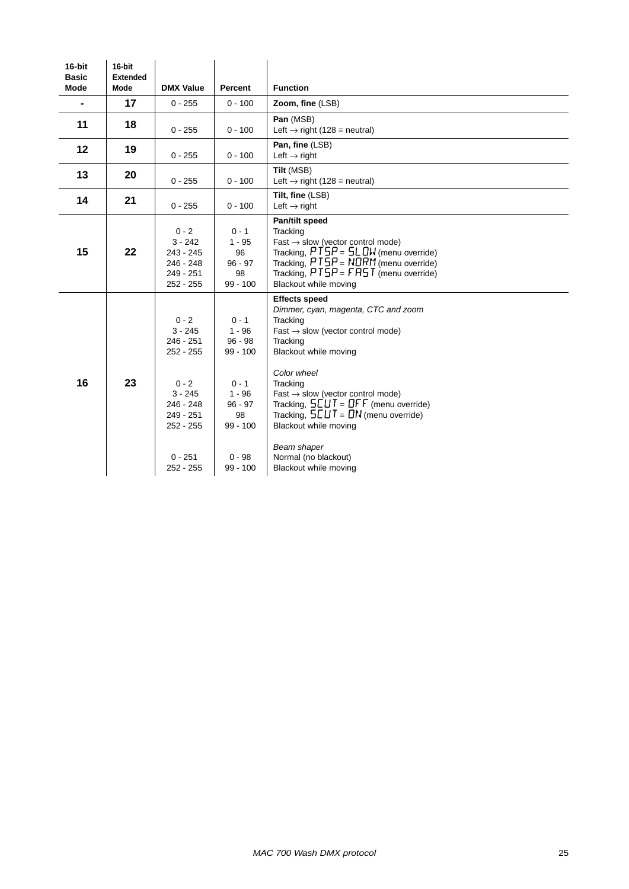| 16-bit Basic Mode | 16-bit Extended Mode | DMX Value | Percent | Function |
|---|---|---|---|---|
| - | 17 | 0 - 255 | 0 - 100 | **Zoom, fine** (LSB) |
| 11 | 18 | 0 - 255 | 0 - 100 | **Pan** (MSB)<br>Left → right (128 = neutral) |
| 12 | 19 | 0 - 255 | 0 - 100 | **Pan, fine** (LSB)<br>Left → right |
| 13 | 20 | 0 - 255 | 0 - 100 | **Tilt** (MSB)<br>Left → right (128 = neutral) |
| 14 | 21 | 0 - 255 | 0 - 100 | **Tilt, fine** (LSB)<br>Left → right |
| 15 | 22 | <br>0 - 2<br>3 - 242<br>243 - 245<br>246 - 248<br>249 - 251<br>252 - 255 | <br>0 - 1<br>1 - 95<br>96<br>96 - 97<br>98<br>99 - 100 | **Pan/tilt speed**<br>Tracking<br>Fast → slow (vector control mode)<br>Tracking, PTSP = SLOW (menu override)<br>Tracking, PTSP = NORM (menu override)<br>Tracking, PTSP = FAST (menu override)<br>Blackout while moving |
| 16 | 23 | <br><br>0 - 2<br>3 - 245<br>246 - 251<br>252 - 255<br><br><br>0 - 2<br>3 - 245<br>246 - 248<br>249 - 251<br>252 - 255<br><br><br>0 - 251<br>252 - 255 | <br><br>0 - 1<br>1 - 96<br>96 - 98<br>99 - 100<br><br><br>0 - 1<br>1 - 96<br>96 - 97<br>98<br>99 - 100<br><br><br>0 - 98<br>99 - 100 | **Effects speed**<br>*Dimmer, cyan, magenta, CTC and zoom*<br>Tracking<br>Fast → slow (vector control mode)<br>Tracking<br>Blackout while moving<br><br>*Color wheel*<br>Tracking<br>Fast → slow (vector control mode)<br>Tracking, SCUT = OFF (menu override)<br>Tracking, SCUT = ON (menu override)<br>Blackout while moving<br><br>*Beam shaper*<br>Normal (no blackout)<br>Blackout while moving |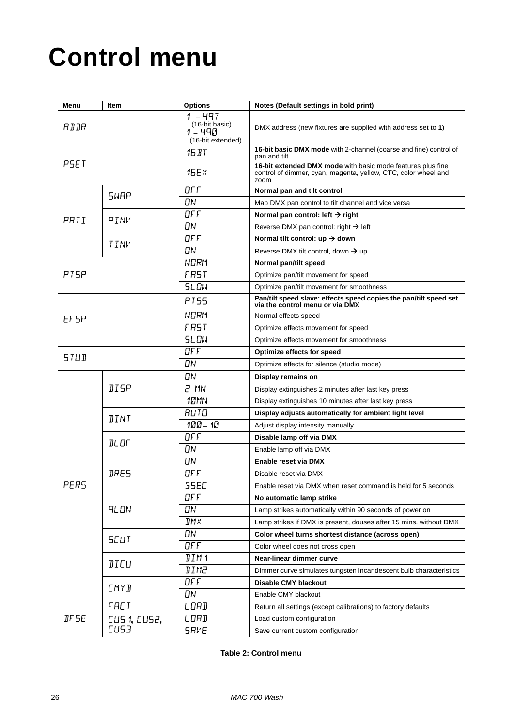# Control menu

| Menu | Item | Options | Notes (Default settings in bold print) |
|---|---|---|---|
| ADDR | | 1 – 497 (16-bit basic) 1 – 490 (16-bit extended) | DMX address (new fixtures are supplied with address set to **1**) |
| PSET | | 16BT | **16-bit basic DMX mode** with 2-channel (coarse and fine) control of pan and tilt |
| | | 16EX | **16-bit extended DMX mode** with basic mode features plus fine control of dimmer, cyan, magenta, yellow, CTC, color wheel and zoom |
| PATI | SWAP | OFF | **Normal pan and tilt control** |
| | | ON | Map DMX pan control to tilt channel and vice versa |
| | PINV | OFF | **Normal pan control: left → right** |
| | | ON | Reverse DMX pan control: right → left |
| | TINV | OFF | **Normal tilt control: up → down** |
| | | ON | Reverse DMX tilt control, down → up |
| PTSP | | NORM | **Normal pan/tilt speed** |
| | | FAST | Optimize pan/tilt movement for speed |
| | | SLOW | Optimize pan/tilt movement for smoothness |
| EFSP | | PTSS | **Pan/tilt speed slave: effects speed copies the pan/tilt speed set via the control menu or via DMX** |
| | | NORM | Normal effects speed |
| | | FAST | Optimize effects movement for speed |
| | | SLOW | Optimize effects movement for smoothness |
| STUD | | OFF | **Optimize effects for speed** |
| | | ON | Optimize effects for silence (studio mode) |
| PERS | DISP | ON | **Display remains on** |
| | | 2 MN | Display extinguishes 2 minutes after last key press |
| | | 10MN | Display extinguishes 10 minutes after last key press |
| | DINT | AUTO | **Display adjusts automatically for ambient light level** |
| | | 100 – 10 | Adjust display intensity manually |
| | DLOF | OFF | **Disable lamp off via DMX** |
| | | ON | Enable lamp off via DMX |
| | DRES | ON | **Enable reset via DMX** |
| | | OFF | Disable reset via DMX |
| | | 5SEC | Enable reset via DMX when reset command is held for 5 seconds |
| | ALON | OFF | **No automatic lamp strike** |
| | | ON | Lamp strikes automatically within 90 seconds of power on |
| | | DMX | Lamp strikes if DMX is present, douses after 15 mins. without DMX |
| | SCUT | ON | **Color wheel turns shortest distance (across open)** |
| | | OFF | Color wheel does not cross open |
| | DICU | DIM1 | **Near-linear dimmer curve** |
| | | DIM2 | Dimmer curve simulates tungsten incandescent bulb characteristics |
| | CMYB | OFF | **Disable CMY blackout** |
| | | ON | Enable CMY blackout |
| DFSE | FACT | LOAD | Return all settings (except calibrations) to factory defaults |
| | CUS1, CUS2, CUS3 | LOAD | Load custom configuration |
| | | SAVE | Save current custom configuration |

**Table 2: Control menu**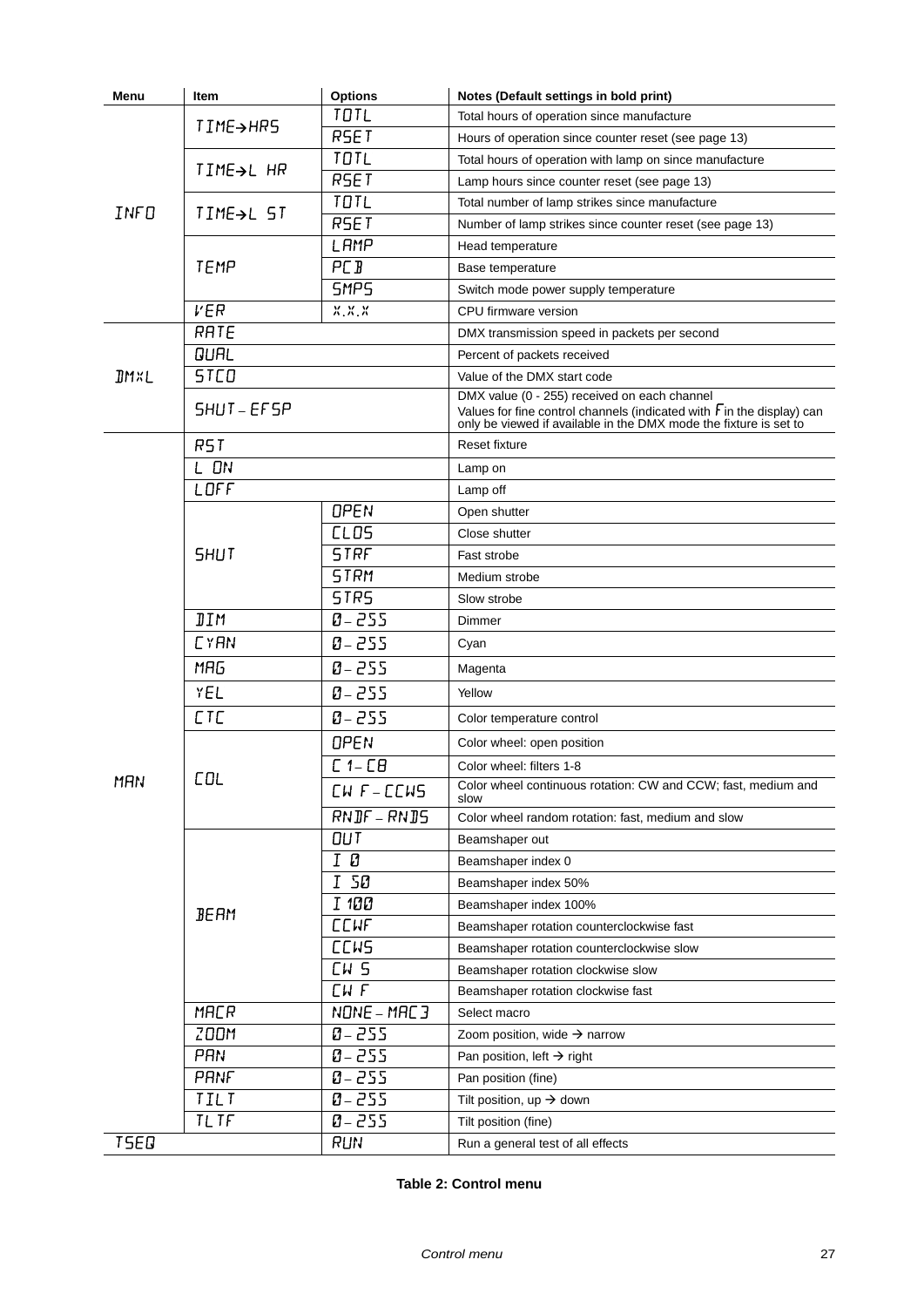| Menu | Item | Options | Notes (Default settings in bold print) |
|---|---|---|---|
| INFO | TIME→HRS | TOTL | Total hours of operation since manufacture |
| | | RSET | Hours of operation since counter reset (see page 13) |
| | TIME→L HR | TOTL | Total hours of operation with lamp on since manufacture |
| | | RSET | Lamp hours since counter reset (see page 13) |
| | TIME→L ST | TOTL | Total number of lamp strikes since manufacture |
| | | RSET | Number of lamp strikes since counter reset (see page 13) |
| | TEMP | LAMP | Head temperature |
| | | PCB | Base temperature |
| | | SMPS | Switch mode power supply temperature |
| | VER | X.X.X | CPU firmware version |
| DMXL | RATE | | DMX transmission speed in packets per second |
| | QUAL | | Percent of packets received |
| | STCO | | Value of the DMX start code |
| | SHUT – EFSP | | DMX value (0 - 255) received on each channel Values for fine control channels (indicated with F in the display) can only be viewed if available in the DMX mode the fixture is set to |
| MAN | RST | | Reset fixture |
| | L ON | | Lamp on |
| | LOFF | | Lamp off |
| | SHUT | OPEN | Open shutter |
| | | CLOS | Close shutter |
| | | STRF | Fast strobe |
| | | STRM | Medium strobe |
| | | STRS | Slow strobe |
| | DIM | 0 – 255 | Dimmer |
| | CYAN | 0 – 255 | Cyan |
| | MAG | 0 – 255 | Magenta |
| | YEL | 0 – 255 | Yellow |
| | CTC | 0 – 255 | Color temperature control |
| | COL | OPEN | Color wheel: open position |
| | | C 1 – C8 | Color wheel: filters 1-8 |
| | | CW F – CCWS | Color wheel continuous rotation: CW and CCW; fast, medium and slow |
| | | RNDF – RNDS | Color wheel random rotation: fast, medium and slow |
| | BEAM | OUT | Beamshaper out |
| | | I 0 | Beamshaper index 0 |
| | | I 50 | Beamshaper index 50% |
| | | I 100 | Beamshaper index 100% |
| | | CCWF | Beamshaper rotation counterclockwise fast |
| | | CCWS | Beamshaper rotation counterclockwise slow |
| | | CW S | Beamshaper rotation clockwise slow |
| | | CW F | Beamshaper rotation clockwise fast |
| | MACR | NONE – MAC3 | Select macro |
| | ZOOM | 0 – 255 | Zoom position, wide → narrow |
| | PAN | 0 – 255 | Pan position, left → right |
| | PANF | 0 – 255 | Pan position (fine) |
| | TILT | 0 – 255 | Tilt position, up → down |
| | TLTF | 0 – 255 | Tilt position (fine) |
| TSEQ | | RUN | Run a general test of all effects |

**Table 2: Control menu**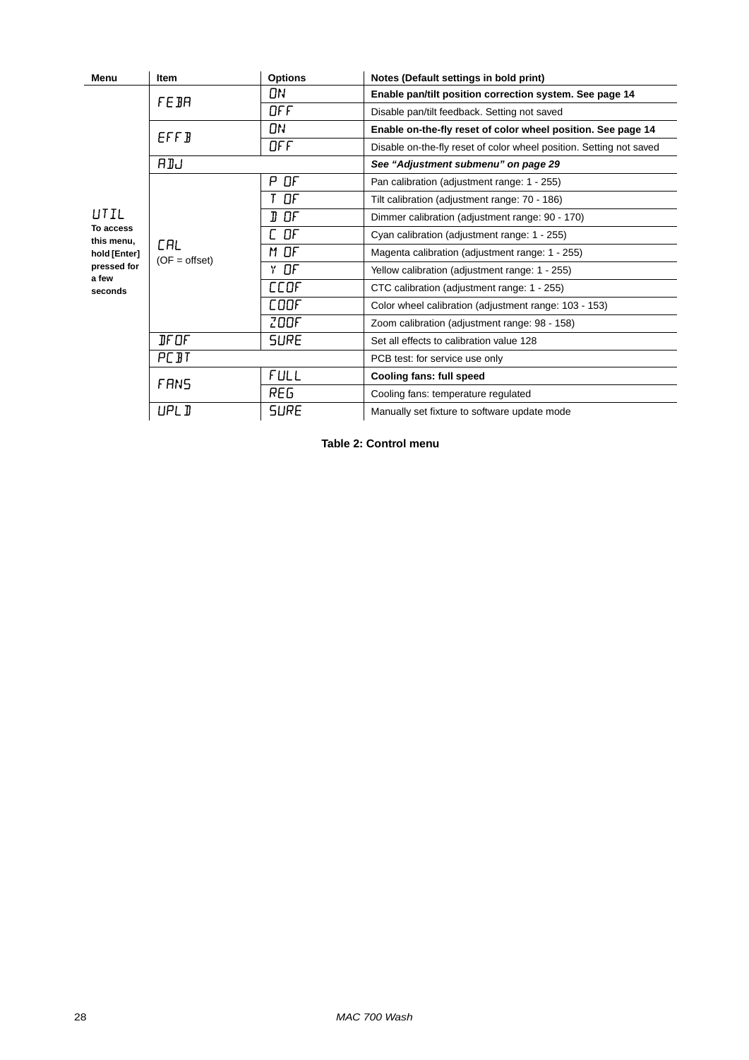| Menu | Item | Options | Notes (Default settings in bold print) |
|---|---|---|---|
| UTIL<br>**To access this menu, hold [Enter] pressed for a few seconds** | FEDA | ON | **Enable pan/tilt position correction system. See page 14** |
| | | OFF | Disable pan/tilt feedback. Setting not saved |
| | EFFD | ON | **Enable on-the-fly reset of color wheel position. See page 14** |
| | | OFF | Disable on-the-fly reset of color wheel position. Setting not saved |
| | ADJ | | ***See "Adjustment submenu" on page 29*** |
| | CAL<br>(OF = offset) | P OF | Pan calibration (adjustment range: 1 - 255) |
| | | T OF | Tilt calibration (adjustment range: 70 - 186) |
| | | D OF | Dimmer calibration (adjustment range: 90 - 170) |
| | | C OF | Cyan calibration (adjustment range: 1 - 255) |
| | | M OF | Magenta calibration (adjustment range: 1 - 255) |
| | | Y OF | Yellow calibration (adjustment range: 1 - 255) |
| | | CCOF | CTC calibration (adjustment range: 1 - 255) |
| | | COOF | Color wheel calibration (adjustment range: 103 - 153) |
| | | ZOOF | Zoom calibration (adjustment range: 98 - 158) |
| | DFOF | SURE | Set all effects to calibration value 128 |
| | PCDT | | PCB test: for service use only |
| | FANS | FULL | **Cooling fans: full speed** |
| | | REG | Cooling fans: temperature regulated |
| | UPLD | SURE | Manually set fixture to software update mode |

**Table 2: Control menu**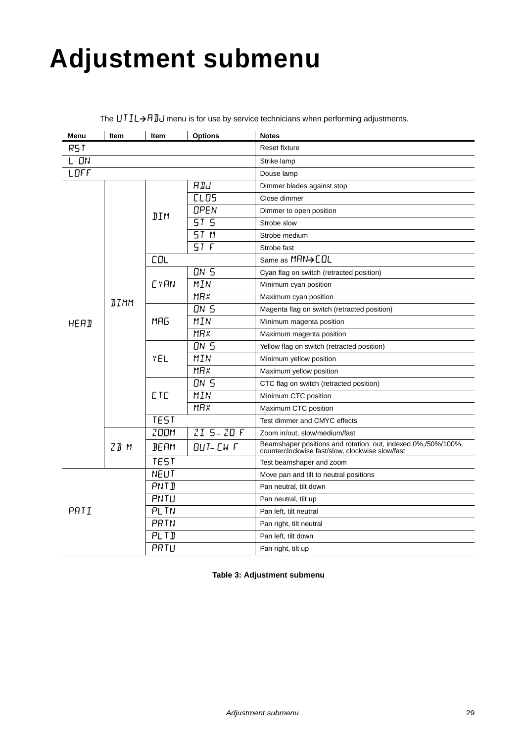# Adjustment submenu

The UTIL→ADJ menu is for use by service technicians when performing adjustments.

| Menu | Item | Item | Options | Notes |
|---|---|---|---|---|
| RST | | | | Reset fixture |
| L ON | | | | Strike lamp |
| LOFF | | | | Douse lamp |
| HEAD | DIMM | DIM | ADJ | Dimmer blades against stop |
| | | | CLOS | Close dimmer |
| | | | OPEN | Dimmer to open position |
| | | | ST S | Strobe slow |
| | | | ST M | Strobe medium |
| | | | ST F | Strobe fast |
| | | COL | | Same as MAN→COL |
| | | CYAN | ON S | Cyan flag on switch (retracted position) |
| | | | MIN | Minimum cyan position |
| | | | MAX | Maximum cyan position |
| | | MAG | ON S | Magenta flag on switch (retracted position) |
| | | | MIN | Minimum magenta position |
| | | | MAX | Maximum magenta position |
| | | YEL | ON S | Yellow flag on switch (retracted position) |
| | | | MIN | Minimum yellow position |
| | | | MAX | Maximum yellow position |
| | | CTC | ON S | CTC flag on switch (retracted position) |
| | | | MIN | Minimum CTC position |
| | | | MAX | Maximum CTC position |
| | | TEST | | Test dimmer and CMYC effects |
| | ZB M | ZOOM | ZI S–ZO F | Zoom in/out, slow/medium/fast |
| | | BEAM | OUT–CW F | Beamshaper positions and rotation: out, indexed 0%,/50%/100%, counterclockwise fast/slow, clockwise slow/fast |
| | | TEST | | Test beamshaper and zoom |
| PATI | | NEUT | | Move pan and tilt to neutral positions |
| | | PNTD | | Pan neutral, tilt down |
| | | PNTU | | Pan neutral, tilt up |
| | | PLTN | | Pan left, tilt neutral |
| | | PRTN | | Pan right, tilt neutral |
| | | PLTD | | Pan left, tilt down |
| | | PRTU | | Pan right, tilt up |

**Table 3: Adjustment submenu**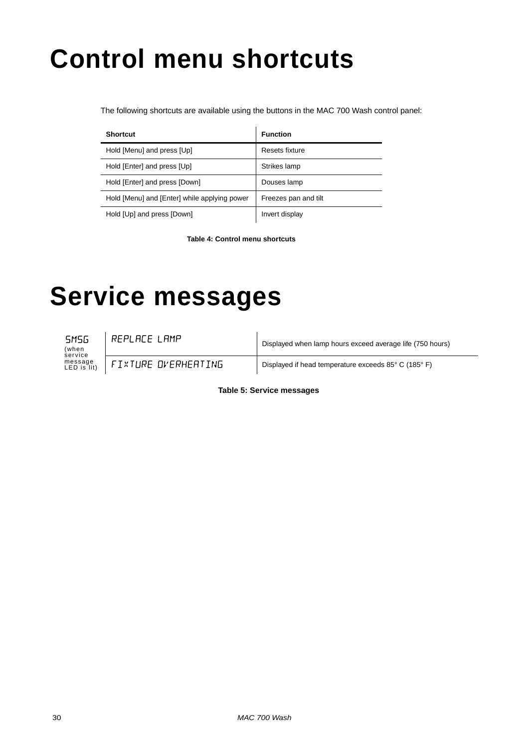# Control menu shortcuts

The following shortcuts are available using the buttons in the MAC 700 Wash control panel:

| Shortcut | Function |
|---|---|
| Hold [Menu] and press [Up] | Resets fixture |
| Hold [Enter] and press [Up] | Strikes lamp |
| Hold [Enter] and press [Down] | Douses lamp |
| Hold [Menu] and [Enter] while applying power | Freezes pan and tilt |
| Hold [Up] and press [Down] | Invert display |

**Table 4: Control menu shortcuts**

# Service messages

| | | |
|---|---|---|
| SMSG (when service message LED is lit) | REPLACE LAMP | Displayed when lamp hours exceed average life (750 hours) |
| | FIXTURE OVERHEATING | Displayed if head temperature exceeds 85° C (185° F) |

**Table 5: Service messages**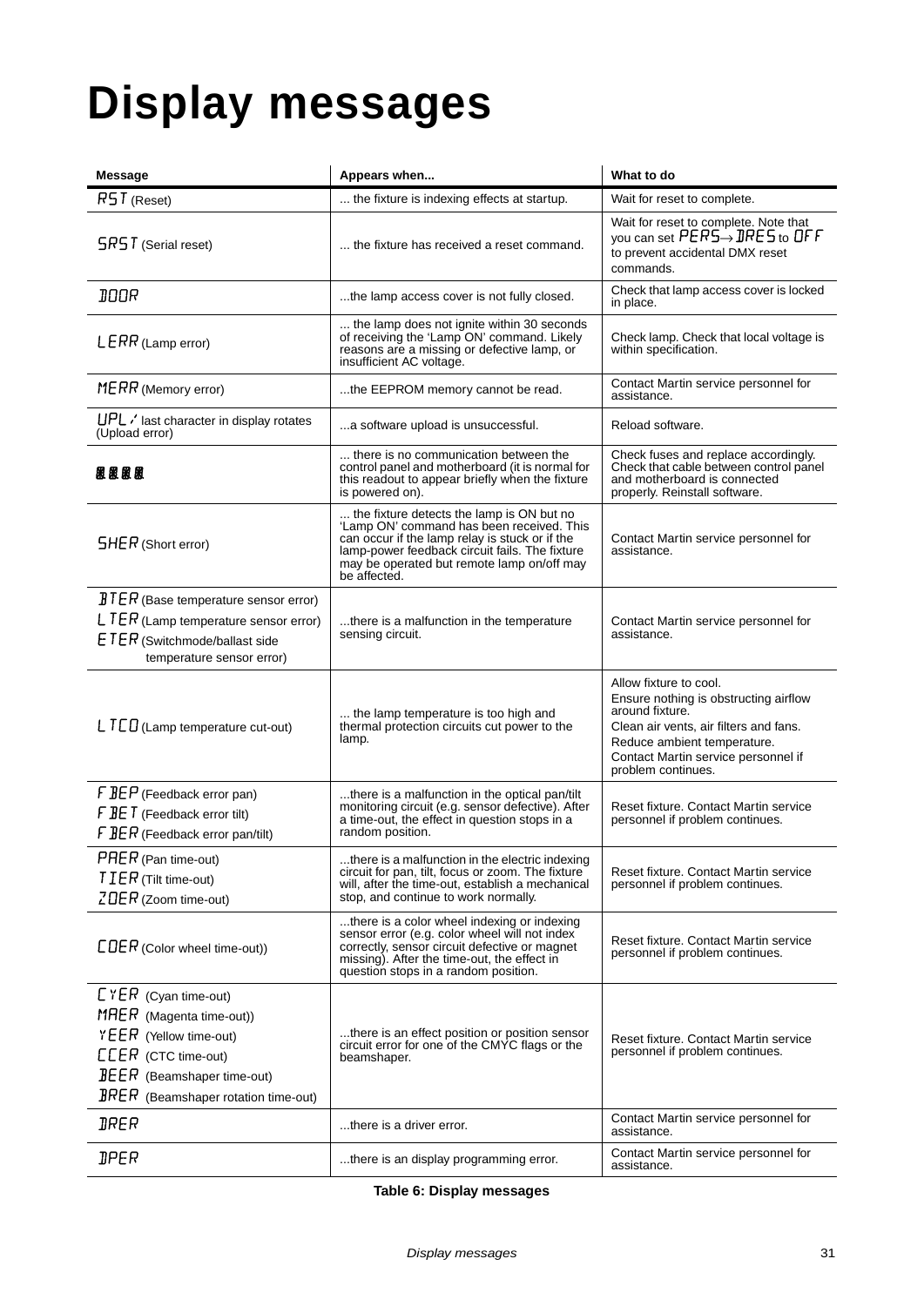# Display messages

| Message | Appears when... | What to do |
|---|---|---|
| RST (Reset) | ... the fixture is indexing effects at startup. | Wait for reset to complete. |
| SRST (Serial reset) | ... the fixture has received a reset command. | Wait for reset to complete. Note that you can set PERS→DRES to OFF to prevent accidental DMX reset commands. |
| DOOR | ...the lamp access cover is not fully closed. | Check that lamp access cover is locked in place. |
| LERR (Lamp error) | ... the lamp does not ignite within 30 seconds of receiving the 'Lamp ON' command. Likely reasons are a missing or defective lamp, or insufficient AC voltage. | Check lamp. Check that local voltage is within specification. |
| MERR (Memory error) | ...the EEPROM memory cannot be read. | Contact Martin service personnel for assistance. |
| UPL / last character in display rotates (Upload error) | ...a software upload is unsuccessful. | Reload software. |
| 8.8.8.8. | ... there is no communication between the control panel and motherboard (it is normal for this readout to appear briefly when the fixture is powered on). | Check fuses and replace accordingly. Check that cable between control panel and motherboard is connected properly. Reinstall software. |
| SHER (Short error) | ... the fixture detects the lamp is ON but no 'Lamp ON' command has been received. This can occur if the lamp relay is stuck or if the lamp-power feedback circuit fails. The fixture may be operated but remote lamp on/off may be affected. | Contact Martin service personnel for assistance. |
| BTER (Base temperature sensor error)<br>LTER (Lamp temperature sensor error)<br>ETER (Switchmode/ballast side temperature sensor error) | ...there is a malfunction in the temperature sensing circuit. | Contact Martin service personnel for assistance. |
| LTCO (Lamp temperature cut-out) | ... the lamp temperature is too high and thermal protection circuits cut power to the lamp. | Allow fixture to cool.<br>Ensure nothing is obstructing airflow around fixture.<br>Clean air vents, air filters and fans.<br>Reduce ambient temperature.<br>Contact Martin service personnel if problem continues. |
| FBEP (Feedback error pan)<br>FBET (Feedback error tilt)<br>FBER (Feedback error pan/tilt) | ...there is a malfunction in the optical pan/tilt monitoring circuit (e.g. sensor defective). After a time-out, the effect in question stops in a random position. | Reset fixture. Contact Martin service personnel if problem continues. |
| PAER (Pan time-out)<br>TIER (Tilt time-out)<br>ZOER (Zoom time-out) | ...there is a malfunction in the electric indexing circuit for pan, tilt, focus or zoom. The fixture will, after the time-out, establish a mechanical stop, and continue to work normally. | Reset fixture. Contact Martin service personnel if problem continues. |
| COER (Color wheel time-out)) | ...there is a color wheel indexing or indexing sensor error (e.g. color wheel will not index correctly, sensor circuit defective or magnet missing). After the time-out, the effect in question stops in a random position. | Reset fixture. Contact Martin service personnel if problem continues. |
| CYER (Cyan time-out)<br>MAER (Magenta time-out))<br>YEER (Yellow time-out)<br>CCER (CTC time-out)<br>BEER (Beamshaper time-out)<br>BRER (Beamshaper rotation time-out) | ...there is an effect position or position sensor circuit error for one of the CMYC flags or the beamshaper. | Reset fixture. Contact Martin service personnel if problem continues. |
| DRER | ...there is a driver error. | Contact Martin service personnel for assistance. |
| DPER | ...there is an display programming error. | Contact Martin service personnel for assistance. |

**Table 6: Display messages**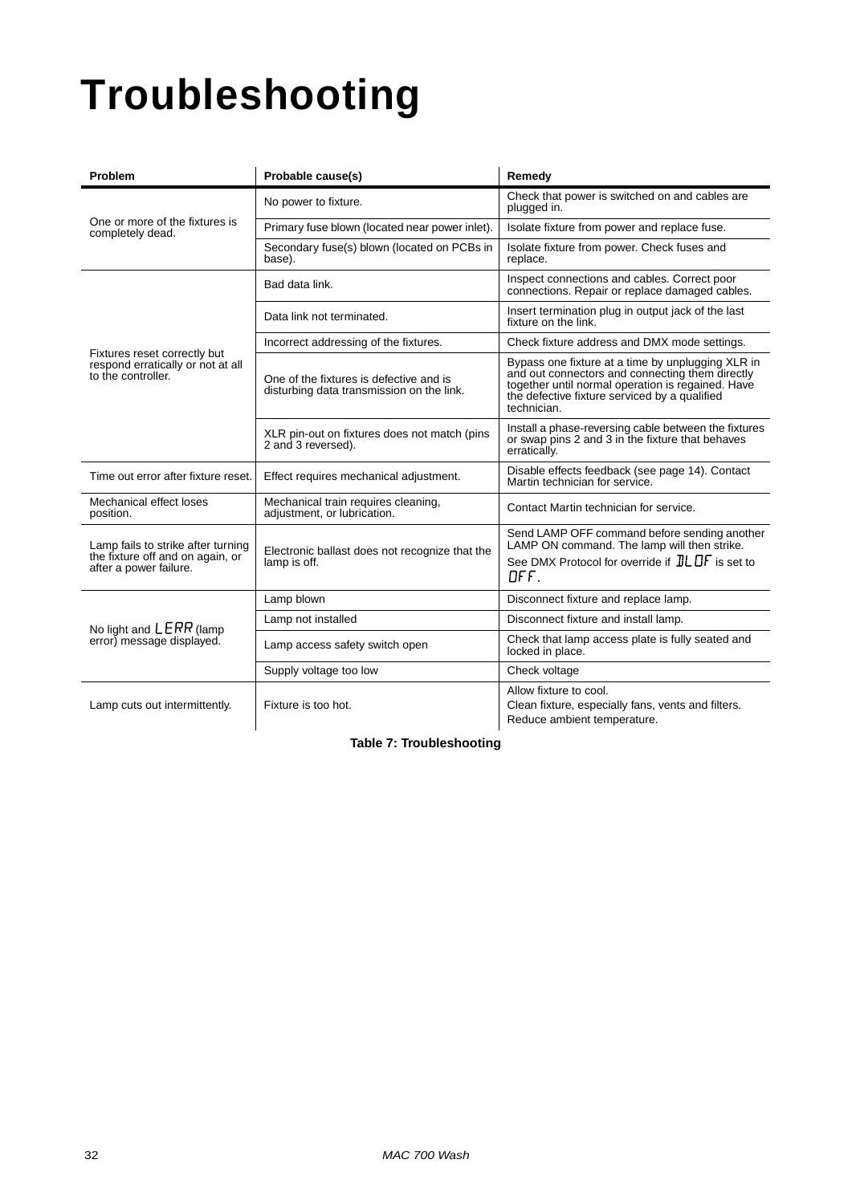# Troubleshooting

| Problem | Probable cause(s) | Remedy |
|---|---|---|
| One or more of the fixtures is completely dead. | No power to fixture. | Check that power is switched on and cables are plugged in. |
| | Primary fuse blown (located near power inlet). | Isolate fixture from power and replace fuse. |
| | Secondary fuse(s) blown (located on PCBs in base). | Isolate fixture from power. Check fuses and replace. |
| Fixtures reset correctly but respond erratically or not at all to the controller. | Bad data link. | Inspect connections and cables. Correct poor connections. Repair or replace damaged cables. |
| | Data link not terminated. | Insert termination plug in output jack of the last fixture on the link. |
| | Incorrect addressing of the fixtures. | Check fixture address and DMX mode settings. |
| | One of the fixtures is defective and is disturbing data transmission on the link. | Bypass one fixture at a time by unplugging XLR in and out connectors and connecting them directly together until normal operation is regained. Have the defective fixture serviced by a qualified technician. |
| | XLR pin-out on fixtures does not match (pins 2 and 3 reversed). | Install a phase-reversing cable between the fixtures or swap pins 2 and 3 in the fixture that behaves erratically. |
| Time out error after fixture reset. | Effect requires mechanical adjustment. | Disable effects feedback (see page 14). Contact Martin technician for service. |
| Mechanical effect loses position. | Mechanical train requires cleaning, adjustment, or lubrication. | Contact Martin technician for service. |
| Lamp fails to strike after turning the fixture off and on again, or after a power failure. | Electronic ballast does not recognize that the lamp is off. | Send LAMP OFF command before sending another LAMP ON command. The lamp will then strike.<br>See DMX Protocol for override if DLOF is set to OFF. |
| No light and LERR (lamp error) message displayed. | Lamp blown | Disconnect fixture and replace lamp. |
| | Lamp not installed | Disconnect fixture and install lamp. |
| | Lamp access safety switch open | Check that lamp access plate is fully seated and locked in place. |
| | Supply voltage too low | Check voltage |
| Lamp cuts out intermittently. | Fixture is too hot. | Allow fixture to cool.<br>Clean fixture, especially fans, vents and filters.<br>Reduce ambient temperature. |

**Table 7: Troubleshooting**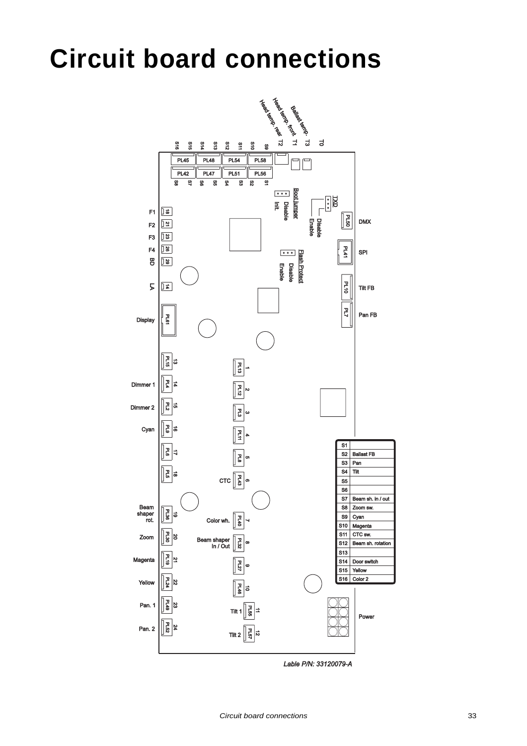# Circuit board connections

| | |
|---|---|
| S1 | |
| S2 | Ballast FB |
| S3 | Pan |
| S4 | Tilt |
| S5 | |
| S6 | |
| S7 | Beam sh. in / out |
| S8 | Zoom sw. |
| S9 | Cyan |
| S10 | Magenta |
| S11 | CTC sw. |
| S12 | Beam sh. rotation |
| S13 | |
| S14 | Door switch |
| S15 | Yellow |
| S16 | Color 2 |

*Lable P/N: 33120079-A*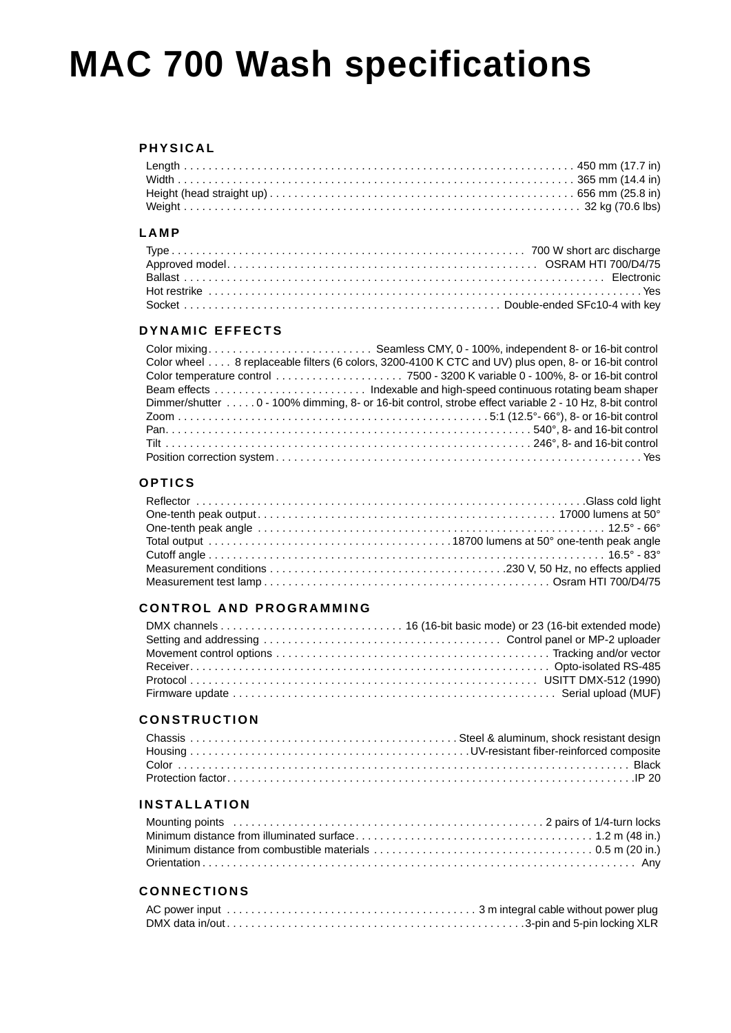# MAC 700 Wash specifications

## PHYSICAL

| | |
|---|---|
| Length | 450 mm (17.7 in) |
| Width | 365 mm (14.4 in) |
| Height (head straight up) | 656 mm (25.8 in) |
| Weight | 32 kg (70.6 lbs) |

## LAMP

| | |
|---|---|
| Type | 700 W short arc discharge |
| Approved model | OSRAM HTI 700/D4/75 |
| Ballast | Electronic |
| Hot restrike | Yes |
| Socket | Double-ended SFc10-4 with key |

## DYNAMIC EFFECTS

| | |
|---|---|
| Color mixing | Seamless CMY, 0 - 100%, independent 8- or 16-bit control |
| Color wheel | 8 replaceable filters (6 colors, 3200-4100 K CTC and UV) plus open, 8- or 16-bit control |
| Color temperature control | 7500 - 3200 K variable 0 - 100%, 8- or 16-bit control |
| Beam effects | Indexable and high-speed continuous rotating beam shaper |
| Dimmer/shutter | 0 - 100% dimming, 8- or 16-bit control, strobe effect variable 2 - 10 Hz, 8-bit control |
| Zoom | 5:1 (12.5°- 66°), 8- or 16-bit control |
| Pan | 540°, 8- and 16-bit control |
| Tilt | 246°, 8- and 16-bit control |
| Position correction system | Yes |

## OPTICS

| | |
|---|---|
| Reflector | Glass cold light |
| One-tenth peak output | 17000 lumens at 50° |
| One-tenth peak angle | 12.5° - 66° |
| Total output | 18700 lumens at 50° one-tenth peak angle |
| Cutoff angle | 16.5° - 83° |
| Measurement conditions | 230 V, 50 Hz, no effects applied |
| Measurement test lamp | Osram HTI 700/D4/75 |

## CONTROL AND PROGRAMMING

| | |
|---|---|
| DMX channels | 16 (16-bit basic mode) or 23 (16-bit extended mode) |
| Setting and addressing | Control panel or MP-2 uploader |
| Movement control options | Tracking and/or vector |
| Receiver | Opto-isolated RS-485 |
| Protocol | USITT DMX-512 (1990) |
| Firmware update | Serial upload (MUF) |

## CONSTRUCTION

| | |
|---|---|
| Chassis | Steel & aluminum, shock resistant design |
| Housing | UV-resistant fiber-reinforced composite |
| Color | Black |
| Protection factor | IP 20 |

## INSTALLATION

| | |
|---|---|
| Mounting points | 2 pairs of 1/4-turn locks |
| Minimum distance from illuminated surface | 1.2 m (48 in.) |
| Minimum distance from combustible materials | 0.5 m (20 in.) |
| Orientation | Any |

## CONNECTIONS

| | |
|---|---|
| AC power input | 3 m integral cable without power plug |
| DMX data in/out | 3-pin and 5-pin locking XLR |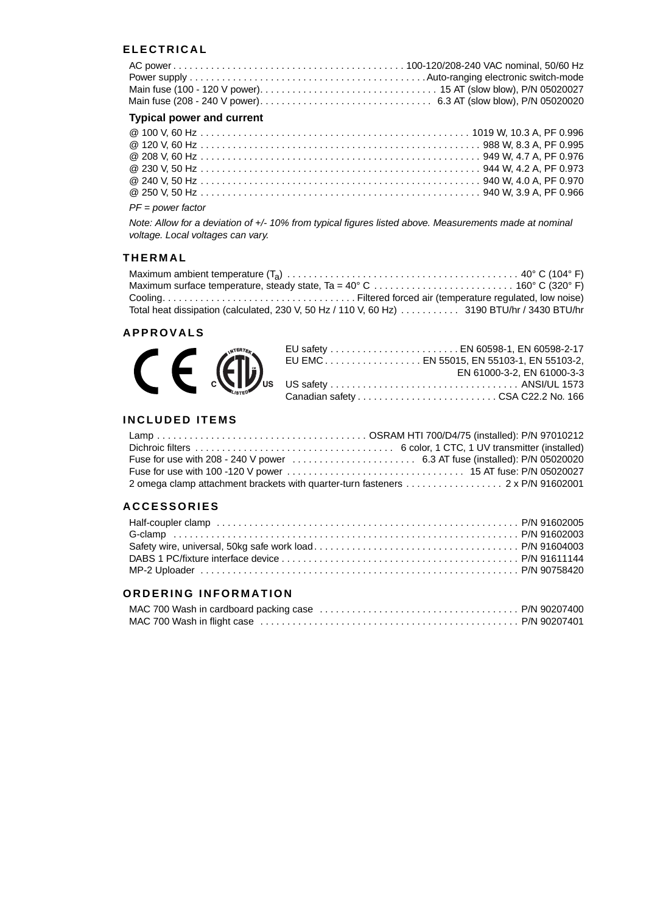## ELECTRICAL

| | |
|---|---|
| AC power | 100-120/208-240 VAC nominal, 50/60 Hz |
| Power supply | Auto-ranging electronic switch-mode |
| Main fuse (100 - 120 V power) | 15 AT (slow blow), P/N 05020027 |
| Main fuse (208 - 240 V power) | 6.3 AT (slow blow), P/N 05020020 |

### Typical power and current

| | |
|---|---|
| @ 100 V, 60 Hz | 1019 W, 10.3 A, PF 0.996 |
| @ 120 V, 60 Hz | 988 W, 8.3 A, PF 0.995 |
| @ 208 V, 60 Hz | 949 W, 4.7 A, PF 0.976 |
| @ 230 V, 50 Hz | 944 W, 4.2 A, PF 0.973 |
| @ 240 V, 50 Hz | 940 W, 4.0 A, PF 0.970 |
| @ 250 V, 50 Hz | 940 W, 3.9 A, PF 0.966 |

*PF = power factor*

*Note: Allow for a deviation of +/- 10% from typical figures listed above. Measurements made at nominal voltage. Local voltages can vary.*

## THERMAL

| | |
|---|---|
| Maximum ambient temperature ($T_a$) | 40° C (104° F) |
| Maximum surface temperature, steady state, Ta = 40° C | 160° C (320° F) |
| Cooling | Filtered forced air (temperature regulated, low noise) |
| Total heat dissipation (calculated, 230 V, 50 Hz / 110 V, 60 Hz) | 3190 BTU/hr / 3430 BTU/hr |

## APPROVALS

| | |
|---|---|
| EU safety | EN 60598-1, EN 60598-2-17 |
| EU EMC | EN 55015, EN 55103-1, EN 55103-2, EN 61000-3-2, EN 61000-3-3 |
| US safety | ANSI/UL 1573 |
| Canadian safety | CSA C22.2 No. 166 |

## INCLUDED ITEMS

| | |
|---|---|
| Lamp | OSRAM HTI 700/D4/75 (installed): P/N 97010212 |
| Dichroic filters | 6 color, 1 CTC, 1 UV transmitter (installed) |
| Fuse for use with 208 - 240 V power | 6.3 AT fuse (installed): P/N 05020020 |
| Fuse for use with 100 -120 V power | 15 AT fuse: P/N 05020027 |
| 2 omega clamp attachment brackets with quarter-turn fasteners | 2 x P/N 91602001 |

## ACCESSORIES

| | |
|---|---|
| Half-coupler clamp | P/N 91602005 |
| G-clamp | P/N 91602003 |
| Safety wire, universal, 50kg safe work load | P/N 91604003 |
| DABS 1 PC/fixture interface device | P/N 91611144 |
| MP-2 Uploader | P/N 90758420 |

## ORDERING INFORMATION

| | |
|---|---|
| MAC 700 Wash in cardboard packing case | P/N 90207400 |
| MAC 700 Wash in flight case | P/N 90207401 |